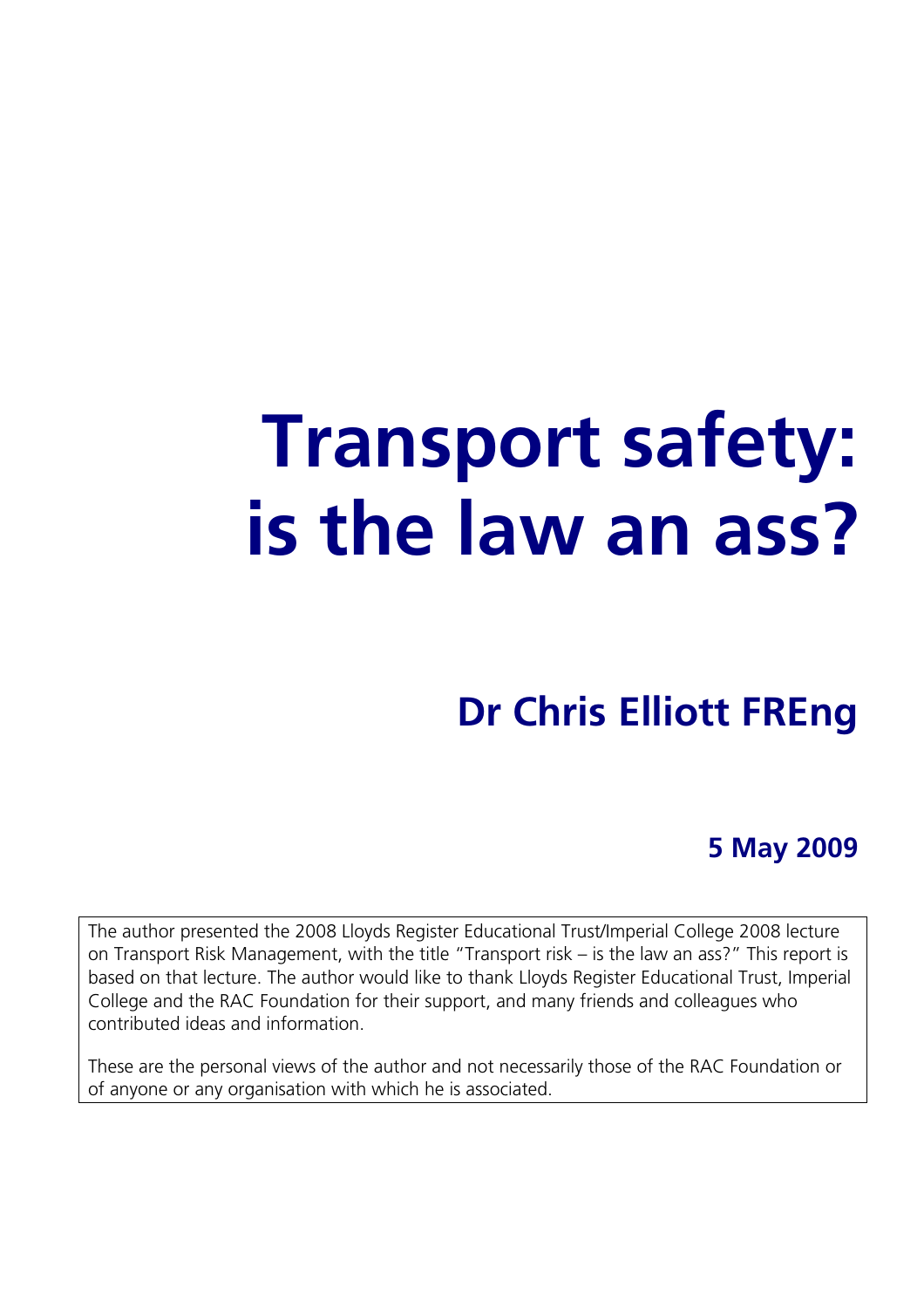# Transport safety: is the law an ass?

## Dr Chris Elliott FREng

**5 May 2009**

The author presented the 2008 Lloyds Register Educational Trust/Imperial College 2008 lecture on Transport Risk Management, with the title "Transport risk – is the law an ass?" This report is based on that lecture. The author would like to thank Lloyds Register Educational Trust, Imperial College and the RAC Foundation for their support, and many friends and colleagues who contributed ideas and information.

These are the personal views of the author and not necessarily those of the RAC Foundation or of anyone or any organisation with which he is associated.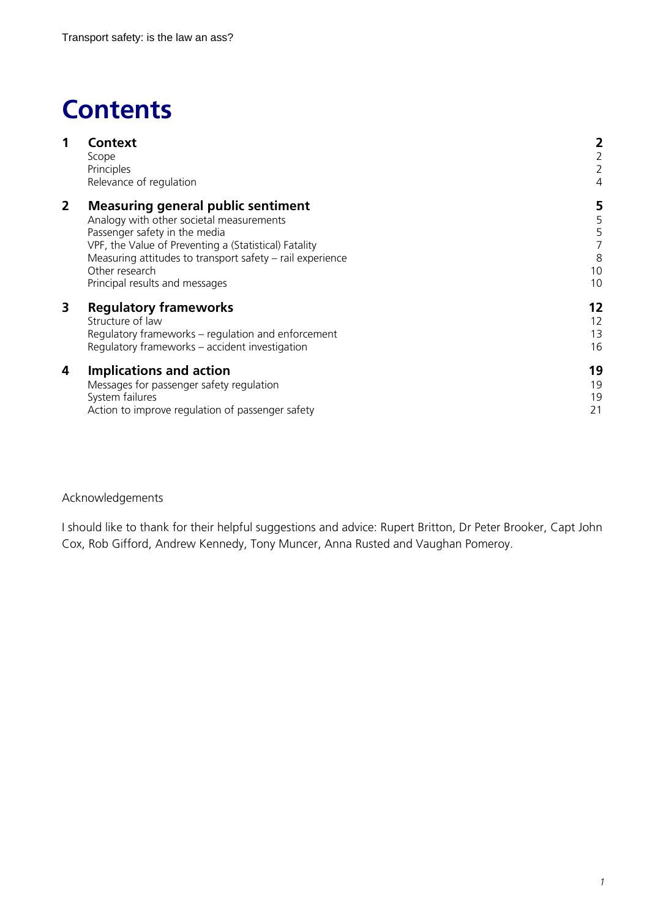# Contents

| | | |
|---|---|---|
| **1** | **Context** | **2** |
| | Scope | 2 |
| | Principles | 2 |
| | Relevance of regulation | 4 |
| **2** | **Measuring general public sentiment** | **5** |
| | Analogy with other societal measurements | 5 |
| | Passenger safety in the media | 5 |
| | VPF, the Value of Preventing a (Statistical) Fatality | 7 |
| | Measuring attitudes to transport safety – rail experience | 8 |
| | Other research | 10 |
| | Principal results and messages | 10 |
| **3** | **Regulatory frameworks** | **12** |
| | Structure of law | 12 |
| | Regulatory frameworks – regulation and enforcement | 13 |
| | Regulatory frameworks – accident investigation | 16 |
| **4** | **Implications and action** | **19** |
| | Messages for passenger safety regulation | 19 |
| | System failures | 19 |
| | Action to improve regulation of passenger safety | 21 |

Acknowledgements

I should like to thank for their helpful suggestions and advice: Rupert Britton, Dr Peter Brooker, Capt John Cox, Rob Gifford, Andrew Kennedy, Tony Muncer, Anna Rusted and Vaughan Pomeroy.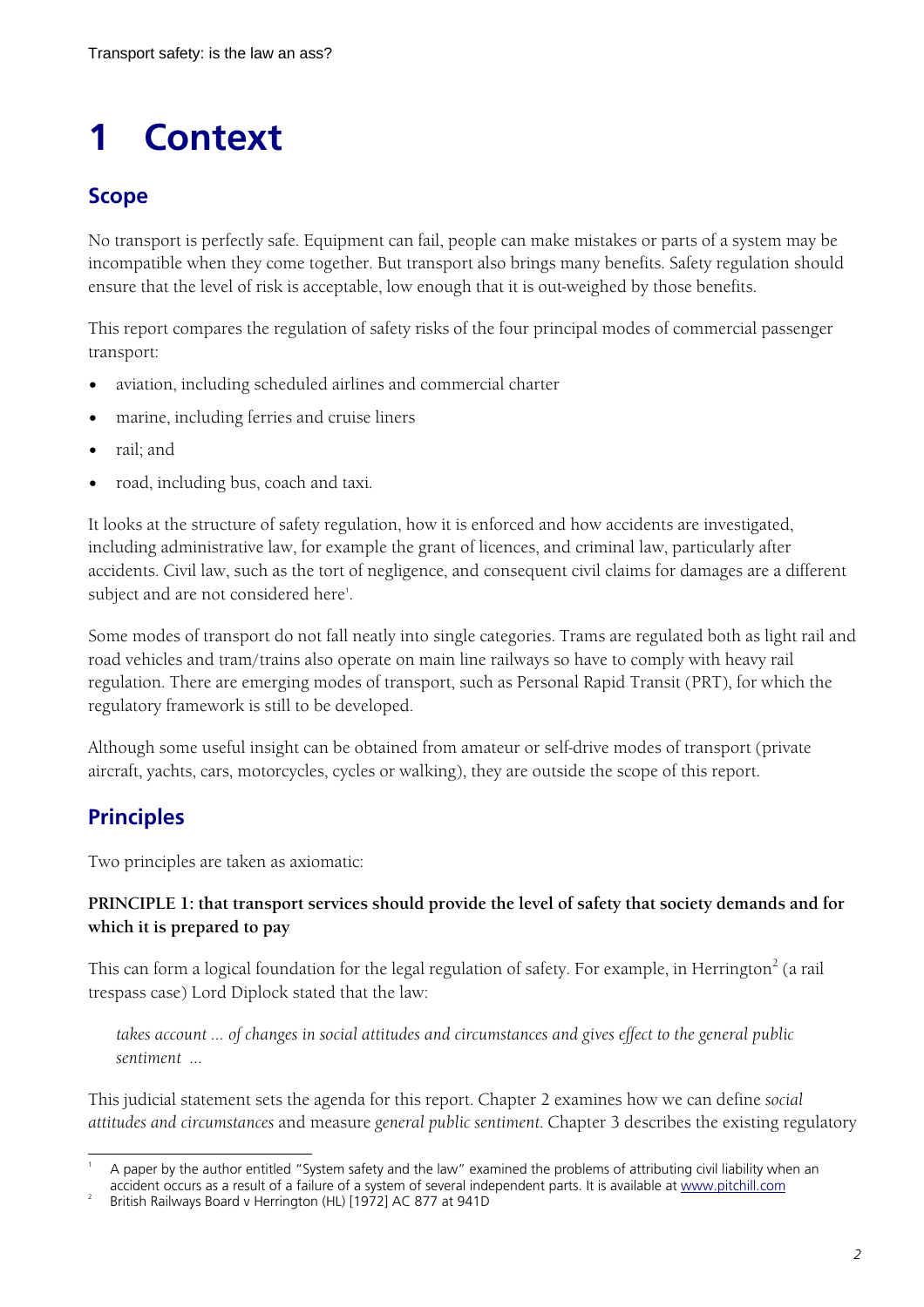# 1 Context

## Scope

No transport is perfectly safe. Equipment can fail, people can make mistakes or parts of a system may be incompatible when they come together. But transport also brings many benefits. Safety regulation should ensure that the level of risk is acceptable, low enough that it is out-weighed by those benefits.

This report compares the regulation of safety risks of the four principal modes of commercial passenger transport:

- aviation, including scheduled airlines and commercial charter
- marine, including ferries and cruise liners
- rail; and
- road, including bus, coach and taxi.

It looks at the structure of safety regulation, how it is enforced and how accidents are investigated, including administrative law, for example the grant of licences, and criminal law, particularly after accidents. Civil law, such as the tort of negligence, and consequent civil claims for damages are a different subject and are not considered here[1].

Some modes of transport do not fall neatly into single categories. Trams are regulated both as light rail and road vehicles and tram/trains also operate on main line railways so have to comply with heavy rail regulation. There are emerging modes of transport, such as Personal Rapid Transit (PRT), for which the regulatory framework is still to be developed.

Although some useful insight can be obtained from amateur or self-drive modes of transport (private aircraft, yachts, cars, motorcycles, cycles or walking), they are outside the scope of this report.

## Principles

Two principles are taken as axiomatic:

**PRINCIPLE 1: that transport services should provide the level of safety that society demands and for which it is prepared to pay**

This can form a logical foundation for the legal regulation of safety. For example, in Herrington[2] (a rail trespass case) Lord Diplock stated that the law:

> *takes account ... of changes in social attitudes and circumstances and gives effect to the general public sentiment ...*

This judicial statement sets the agenda for this report. Chapter 2 examines how we can define *social attitudes and circumstances* and measure *general public sentiment.* Chapter 3 describes the existing regulatory

---

[1] A paper by the author entitled "System safety and the law" examined the problems of attributing civil liability when an accident occurs as a result of a failure of a system of several independent parts. It is available at www.pitchill.com

[2] British Railways Board v Herrington (HL) [1972] AC 877 at 941D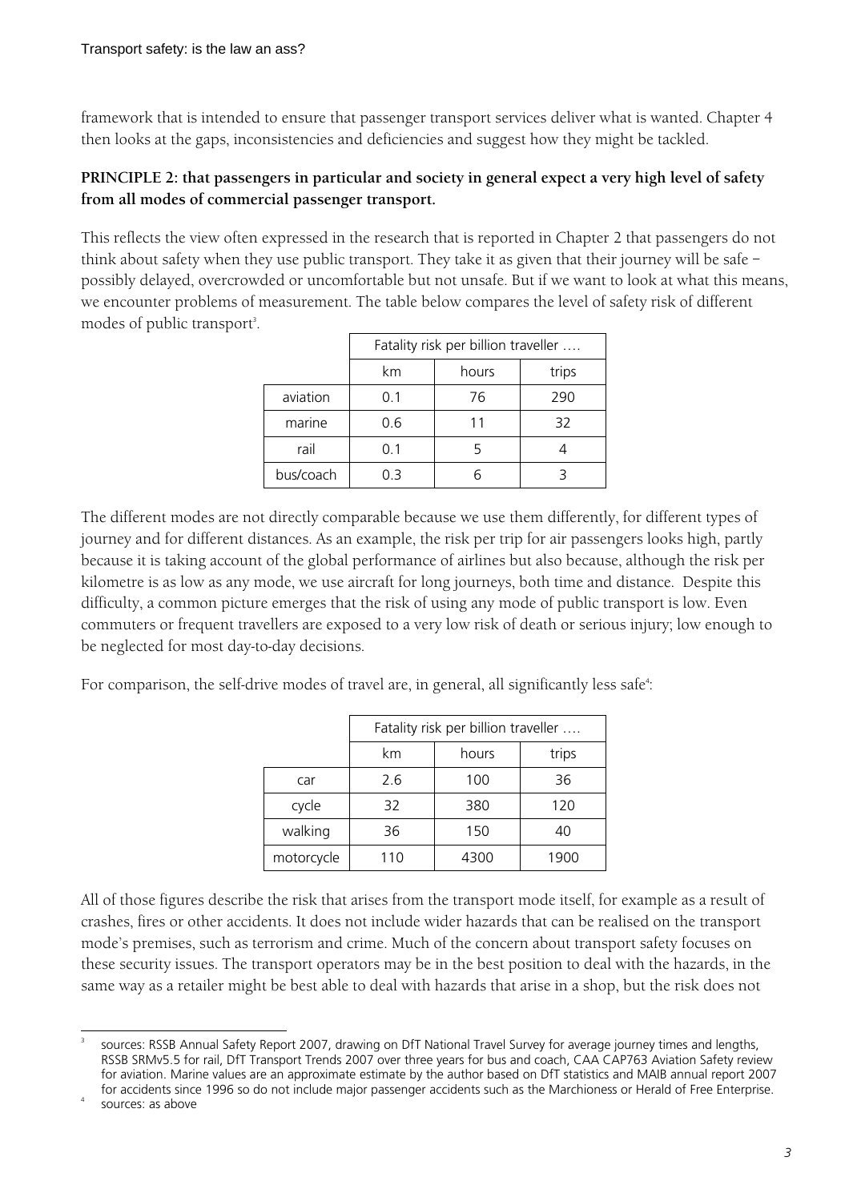framework that is intended to ensure that passenger transport services deliver what is wanted. Chapter 4 then looks at the gaps, inconsistencies and deficiencies and suggest how they might be tackled.

**PRINCIPLE 2: that passengers in particular and society in general expect a very high level of safety from all modes of commercial passenger transport.**

This reflects the view often expressed in the research that is reported in Chapter 2 that passengers do not think about safety when they use public transport. They take it as given that their journey will be safe – possibly delayed, overcrowded or uncomfortable but not unsafe. But if we want to look at what this means, we encounter problems of measurement. The table below compares the level of safety risk of different modes of public transport[3].

| | Fatality risk per billion traveller …. | | |
|---|---|---|---|
| | km | hours | trips |
| aviation | 0.1 | 76 | 290 |
| marine | 0.6 | 11 | 32 |
| rail | 0.1 | 5 | 4 |
| bus/coach | 0.3 | 6 | 3 |

The different modes are not directly comparable because we use them differently, for different types of journey and for different distances. As an example, the risk per trip for air passengers looks high, partly because it is taking account of the global performance of airlines but also because, although the risk per kilometre is as low as any mode, we use aircraft for long journeys, both time and distance. Despite this difficulty, a common picture emerges that the risk of using any mode of public transport is low. Even commuters or frequent travellers are exposed to a very low risk of death or serious injury; low enough to be neglected for most day-to-day decisions.

For comparison, the self-drive modes of travel are, in general, all significantly less safe[4]:

| | Fatality risk per billion traveller …. | | |
|---|---|---|---|
| | km | hours | trips |
| car | 2.6 | 100 | 36 |
| cycle | 32 | 380 | 120 |
| walking | 36 | 150 | 40 |
| motorcycle | 110 | 4300 | 1900 |

All of those figures describe the risk that arises from the transport mode itself, for example as a result of crashes, fires or other accidents. It does not include wider hazards that can be realised on the transport mode's premises, such as terrorism and crime. Much of the concern about transport safety focuses on these security issues. The transport operators may be in the best position to deal with the hazards, in the same way as a retailer might be best able to deal with hazards that arise in a shop, but the risk does not

[3] sources: RSSB Annual Safety Report 2007, drawing on DfT National Travel Survey for average journey times and lengths, RSSB SRMv5.5 for rail, DfT Transport Trends 2007 over three years for bus and coach, CAA CAP763 Aviation Safety review for aviation. Marine values are an approximate estimate by the author based on DfT statistics and MAIB annual report 2007 for accidents since 1996 so do not include major passenger accidents such as the Marchioness or Herald of Free Enterprise.

[4] sources: as above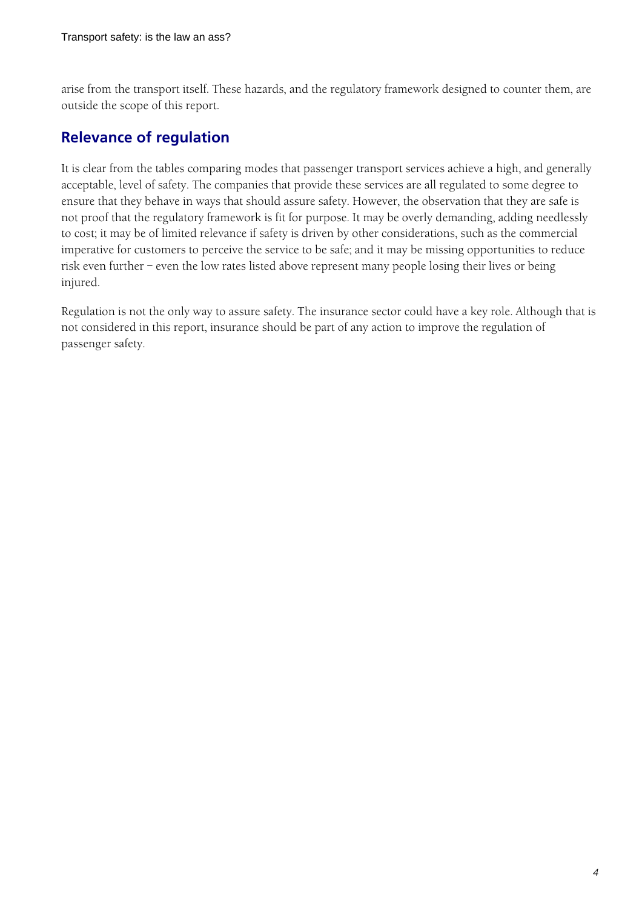arise from the transport itself. These hazards, and the regulatory framework designed to counter them, are outside the scope of this report.

## Relevance of regulation

It is clear from the tables comparing modes that passenger transport services achieve a high, and generally acceptable, level of safety. The companies that provide these services are all regulated to some degree to ensure that they behave in ways that should assure safety. However, the observation that they are safe is not proof that the regulatory framework is fit for purpose. It may be overly demanding, adding needlessly to cost; it may be of limited relevance if safety is driven by other considerations, such as the commercial imperative for customers to perceive the service to be safe; and it may be missing opportunities to reduce risk even further – even the low rates listed above represent many people losing their lives or being injured.

Regulation is not the only way to assure safety. The insurance sector could have a key role. Although that is not considered in this report, insurance should be part of any action to improve the regulation of passenger safety.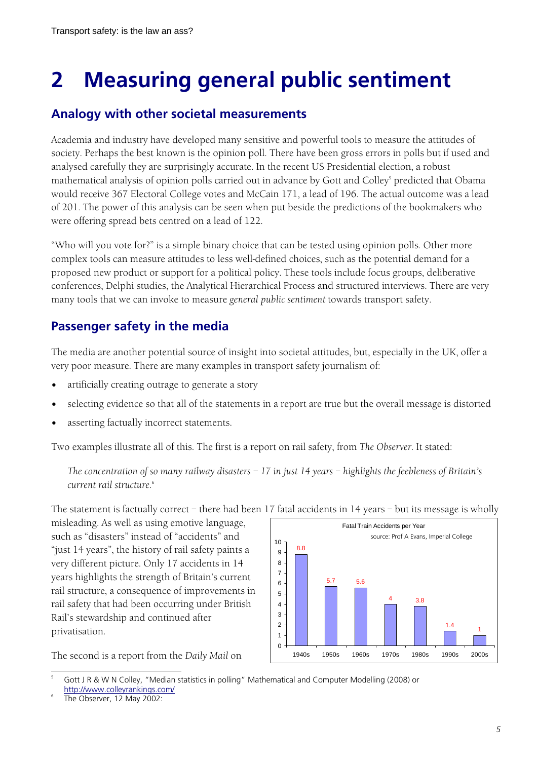# 2 Measuring general public sentiment

## Analogy with other societal measurements

Academia and industry have developed many sensitive and powerful tools to measure the attitudes of society. Perhaps the best known is the opinion poll. There have been gross errors in polls but if used and analysed carefully they are surprisingly accurate. In the recent US Presidential election, a robust mathematical analysis of opinion polls carried out in advance by Gott and Colley[5] predicted that Obama would receive 367 Electoral College votes and McCain 171, a lead of 196. The actual outcome was a lead of 201. The power of this analysis can be seen when put beside the predictions of the bookmakers who were offering spread bets centred on a lead of 122.

"Who will you vote for?" is a simple binary choice that can be tested using opinion polls. Other more complex tools can measure attitudes to less well-defined choices, such as the potential demand for a proposed new product or support for a political policy. These tools include focus groups, deliberative conferences, Delphi studies, the Analytical Hierarchical Process and structured interviews. There are very many tools that we can invoke to measure *general public sentiment* towards transport safety.

## Passenger safety in the media

The media are another potential source of insight into societal attitudes, but, especially in the UK, offer a very poor measure. There are many examples in transport safety journalism of:

- artificially creating outrage to generate a story
- selecting evidence so that all of the statements in a report are true but the overall message is distorted
- asserting factually incorrect statements.

Two examples illustrate all of this. The first is a report on rail safety, from *The Observer*. It stated:

> *The concentration of so many railway disasters – 17 in just 14 years – highlights the feebleness of Britain's current rail structure.*[6]

The statement is factually correct – there had been 17 fatal accidents in 14 years – but its message is wholly misleading. As well as using emotive language, such as "disasters" instead of "accidents" and "just 14 years", the history of rail safety paints a very different picture. Only 17 accidents in 14 years highlights the strength of Britain's current rail structure, a consequence of improvements in rail safety that had been occurring under British Rail's stewardship and continued after privatisation.

Fatal Train Accidents per Year (source: Prof A Evans, Imperial College)

| Decade | Fatal train accidents per year |
|---|---|
| 1940s | 8.8 |
| 1950s | 5.7 |
| 1960s | 5.6 |
| 1970s | 4 |
| 1980s | 3.8 |
| 1990s | 1.4 |
| 2000s | 1 |

The second is a report from the *Daily Mail* on

---

[5] Gott J R & W N Colley, "Median statistics in polling" Mathematical and Computer Modelling (2008) or http://www.colleyrankings.com/

[6] The Observer, 12 May 2002: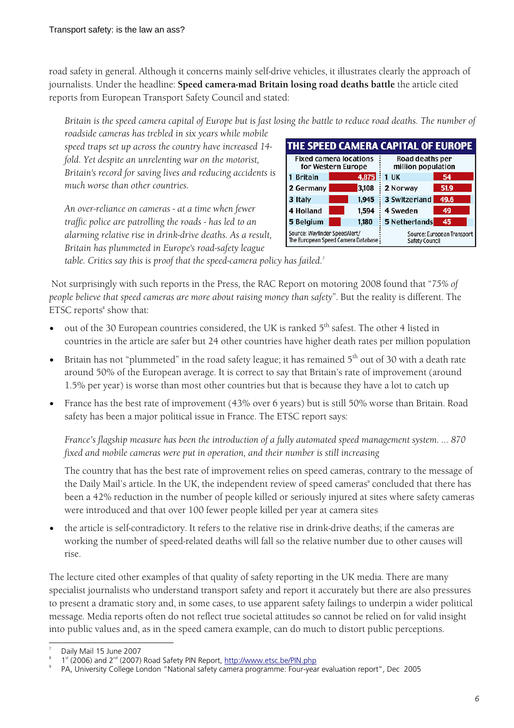road safety in general. Although it concerns mainly self-drive vehicles, it illustrates clearly the approach of journalists. Under the headline: **Speed camera-mad Britain losing road deaths battle** the article cited reports from European Transport Safety Council and stated:

> *Britain is the speed camera capital of Europe but is fast losing the battle to reduce road deaths. The number of roadside cameras has trebled in six years while mobile speed traps set up across the country have increased 14-fold. Yet despite an unrelenting war on the motorist, Britain's record for saving lives and reducing accidents is much worse than other countries.*
>
> *An over-reliance on cameras - at a time when fewer traffic police are patrolling the roads - has led to an alarming relative rise in drink-drive deaths. As a result, Britain has plummeted in Europe's road-safety league table. Critics say this is proof that the speed-camera policy has failed.*[7]

**THE SPEED CAMERA CAPITAL OF EUROPE**

| Fixed camera locations for Western Europe | | Road deaths per million population | |
|---|---|---|---|
| 1 Britain | 4,875 | 1 UK | 54 |
| 2 Germany | 3,108 | 2 Norway | 51.9 |
| 3 Italy | 1,945 | 3 Switzerland | 49.6 |
| 4 Holland | 1,594 | 4 Sweden | 49 |
| 5 Belgium | 1,180 | 5 Netherlands | 45 |
| Source: Wayfinder SpeedAlert/ The European Speed Camera Database | | Source: European Transport Safety Council | |

Not surprisingly with such reports in the Press, the RAC Report on motoring 2008 found that "*75% of people believe that speed cameras are more about raising money than safety*". But the reality is different. The ETSC reports[8] show that:

- out of the 30 European countries considered, the UK is ranked 5th safest. The other 4 listed in countries in the article are safer but 24 other countries have higher death rates per million population
- Britain has not "plummeted" in the road safety league; it has remained 5th out of 30 with a death rate around 50% of the European average. It is correct to say that Britain's rate of improvement (around 1.5% per year) is worse than most other countries but that is because they have a lot to catch up
- France has the best rate of improvement (43% over 6 years) but is still 50% worse than Britain. Road safety has been a major political issue in France. The ETSC report says:

  *France's flagship measure has been the introduction of a fully automated speed management system. ... 870 fixed and mobile cameras were put in operation, and their number is still increasing*

  The country that has the best rate of improvement relies on speed cameras, contrary to the message of the Daily Mail's article. In the UK, the independent review of speed cameras[9] concluded that there has been a 42% reduction in the number of people killed or seriously injured at sites where safety cameras were introduced and that over 100 fewer people killed per year at camera sites
- the article is self-contradictory. It refers to the relative rise in drink-drive deaths; if the cameras are working the number of speed-related deaths will fall so the relative number due to other causes will rise.

The lecture cited other examples of that quality of safety reporting in the UK media. There are many specialist journalists who understand transport safety and report it accurately but there are also pressures to present a dramatic story and, in some cases, to use apparent safety failings to underpin a wider political message. Media reports often do not reflect true societal attitudes so cannot be relied on for valid insight into public values and, as in the speed camera example, can do much to distort public perceptions.

---

[7] Daily Mail 15 June 2007

[8] 1st (2006) and 2nd (2007) Road Safety PIN Report, http://www.etsc.be/PIN.php

[9] PA, University College London "National safety camera programme: Four-year evaluation report", Dec 2005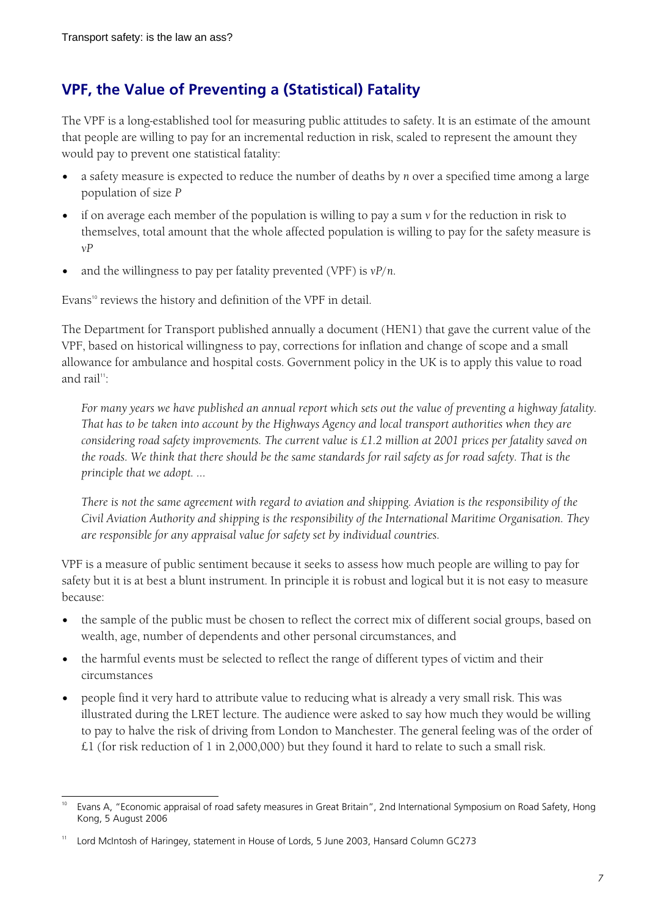## VPF, the Value of Preventing a (Statistical) Fatality

The VPF is a long-established tool for measuring public attitudes to safety. It is an estimate of the amount that people are willing to pay for an incremental reduction in risk, scaled to represent the amount they would pay to prevent one statistical fatality:

- a safety measure is expected to reduce the number of deaths by $n$ over a specified time among a large population of size $P$
- if on average each member of the population is willing to pay a sum $v$ for the reduction in risk to themselves, total amount that the whole affected population is willing to pay for the safety measure is $vP$
- and the willingness to pay per fatality prevented (VPF) is $vP/n$.

Evans[10] reviews the history and definition of the VPF in detail.

The Department for Transport published annually a document (HEN1) that gave the current value of the VPF, based on historical willingness to pay, corrections for inflation and change of scope and a small allowance for ambulance and hospital costs. Government policy in the UK is to apply this value to road and rail[11]:

> *For many years we have published an annual report which sets out the value of preventing a highway fatality. That has to be taken into account by the Highways Agency and local transport authorities when they are considering road safety improvements. The current value is £1.2 million at 2001 prices per fatality saved on the roads. We think that there should be the same standards for rail safety as for road safety. That is the principle that we adopt. ...*
>
> *There is not the same agreement with regard to aviation and shipping. Aviation is the responsibility of the Civil Aviation Authority and shipping is the responsibility of the International Maritime Organisation. They are responsible for any appraisal value for safety set by individual countries.*

VPF is a measure of public sentiment because it seeks to assess how much people are willing to pay for safety but it is at best a blunt instrument. In principle it is robust and logical but it is not easy to measure because:

- the sample of the public must be chosen to reflect the correct mix of different social groups, based on wealth, age, number of dependents and other personal circumstances, and
- the harmful events must be selected to reflect the range of different types of victim and their circumstances
- people find it very hard to attribute value to reducing what is already a very small risk. This was illustrated during the LRET lecture. The audience were asked to say how much they would be willing to pay to halve the risk of driving from London to Manchester. The general feeling was of the order of £1 (for risk reduction of 1 in 2,000,000) but they found it hard to relate to such a small risk.

---

[10] Evans A, "Economic appraisal of road safety measures in Great Britain", 2nd International Symposium on Road Safety, Hong Kong, 5 August 2006

[11] Lord McIntosh of Haringey, statement in House of Lords, 5 June 2003, Hansard Column GC273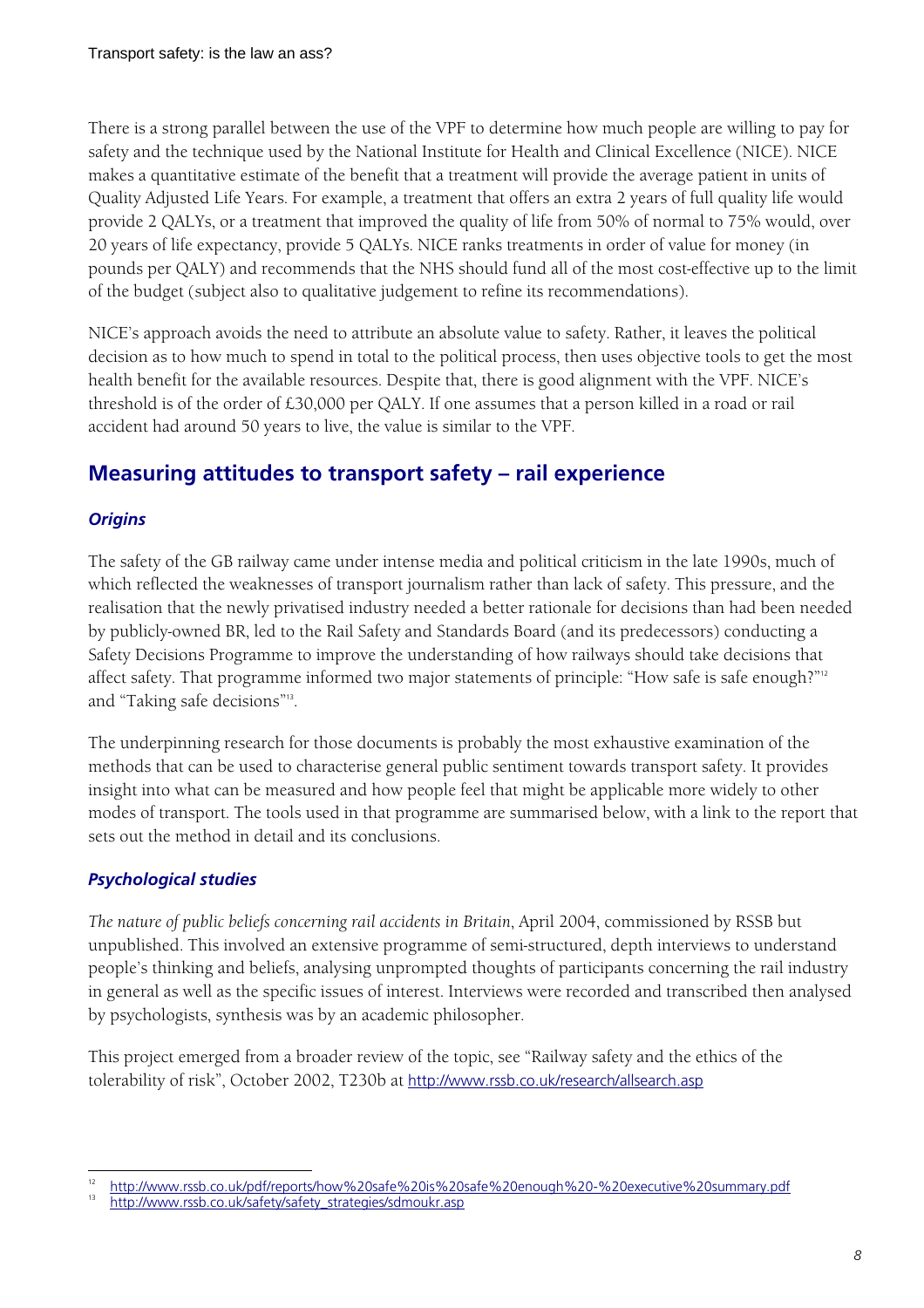There is a strong parallel between the use of the VPF to determine how much people are willing to pay for safety and the technique used by the National Institute for Health and Clinical Excellence (NICE). NICE makes a quantitative estimate of the benefit that a treatment will provide the average patient in units of Quality Adjusted Life Years. For example, a treatment that offers an extra 2 years of full quality life would provide 2 QALYs, or a treatment that improved the quality of life from 50% of normal to 75% would, over 20 years of life expectancy, provide 5 QALYs. NICE ranks treatments in order of value for money (in pounds per QALY) and recommends that the NHS should fund all of the most cost-effective up to the limit of the budget (subject also to qualitative judgement to refine its recommendations).

NICE's approach avoids the need to attribute an absolute value to safety. Rather, it leaves the political decision as to how much to spend in total to the political process, then uses objective tools to get the most health benefit for the available resources. Despite that, there is good alignment with the VPF. NICE's threshold is of the order of £30,000 per QALY. If one assumes that a person killed in a road or rail accident had around 50 years to live, the value is similar to the VPF.

## Measuring attitudes to transport safety – rail experience

### *Origins*

The safety of the GB railway came under intense media and political criticism in the late 1990s, much of which reflected the weaknesses of transport journalism rather than lack of safety. This pressure, and the realisation that the newly privatised industry needed a better rationale for decisions than had been needed by publicly-owned BR, led to the Rail Safety and Standards Board (and its predecessors) conducting a Safety Decisions Programme to improve the understanding of how railways should take decisions that affect safety. That programme informed two major statements of principle: "How safe is safe enough?"[12] and "Taking safe decisions"[13].

The underpinning research for those documents is probably the most exhaustive examination of the methods that can be used to characterise general public sentiment towards transport safety. It provides insight into what can be measured and how people feel that might be applicable more widely to other modes of transport. The tools used in that programme are summarised below, with a link to the report that sets out the method in detail and its conclusions.

### *Psychological studies*

*The nature of public beliefs concerning rail accidents in Britain*, April 2004, commissioned by RSSB but unpublished. This involved an extensive programme of semi-structured, depth interviews to understand people's thinking and beliefs, analysing unprompted thoughts of participants concerning the rail industry in general as well as the specific issues of interest. Interviews were recorded and transcribed then analysed by psychologists, synthesis was by an academic philosopher.

This project emerged from a broader review of the topic, see "Railway safety and the ethics of the tolerability of risk", October 2002, T230b at http://www.rssb.co.uk/research/allsearch.asp

---

[12] http://www.rssb.co.uk/pdf/reports/how%20safe%20is%20safe%20enough%20-%20executive%20summary.pdf

[13] http://www.rssb.co.uk/safety/safety_strategies/sdmoukr.asp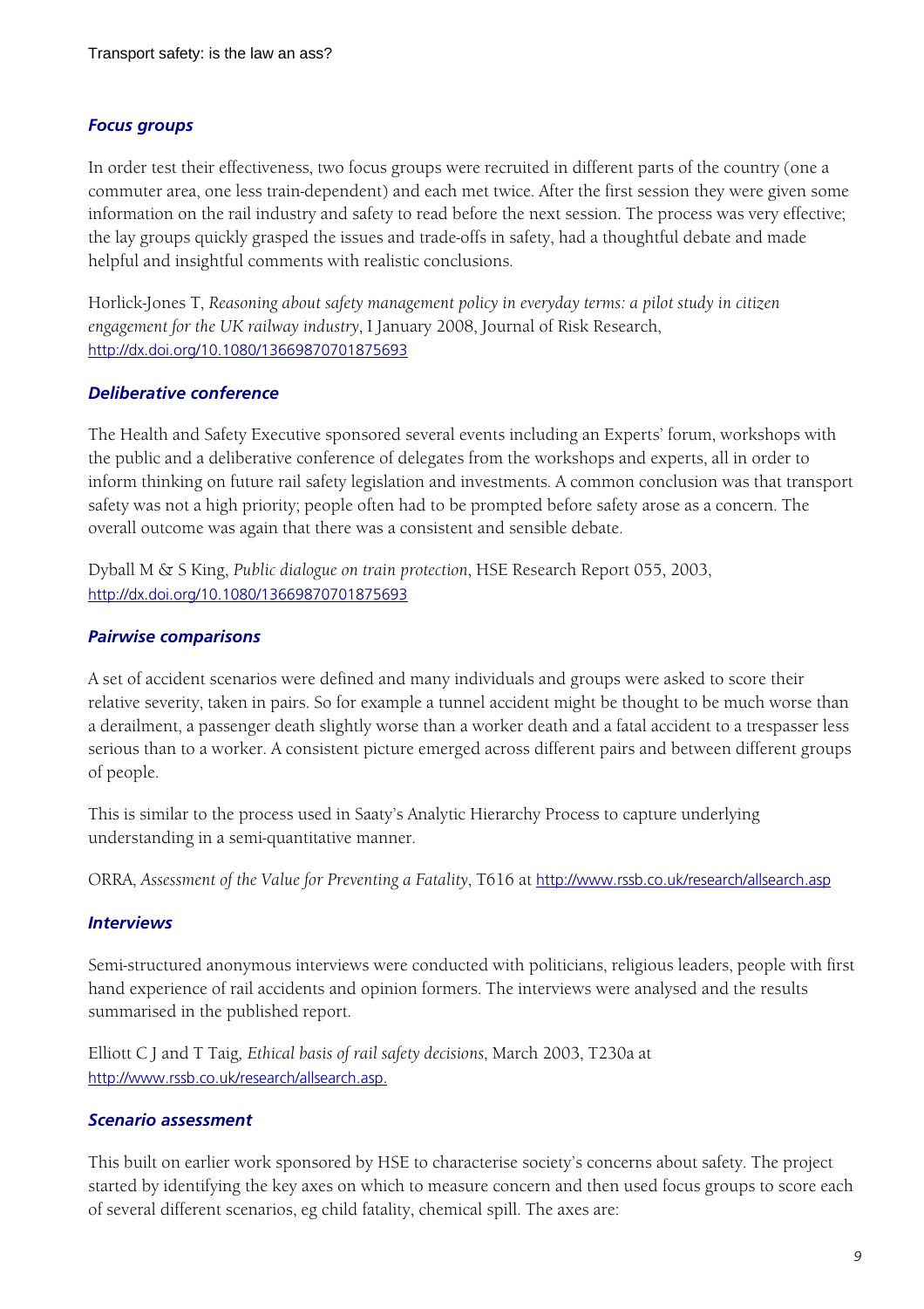### *Focus groups*

In order test their effectiveness, two focus groups were recruited in different parts of the country (one a commuter area, one less train-dependent) and each met twice. After the first session they were given some information on the rail industry and safety to read before the next session. The process was very effective; the lay groups quickly grasped the issues and trade-offs in safety, had a thoughtful debate and made helpful and insightful comments with realistic conclusions.

Horlick-Jones T, *Reasoning about safety management policy in everyday terms: a pilot study in citizen engagement for the UK railway industry*, I January 2008, Journal of Risk Research, http://dx.doi.org/10.1080/13669870701875693

### *Deliberative conference*

The Health and Safety Executive sponsored several events including an Experts' forum, workshops with the public and a deliberative conference of delegates from the workshops and experts, all in order to inform thinking on future rail safety legislation and investments. A common conclusion was that transport safety was not a high priority; people often had to be prompted before safety arose as a concern. The overall outcome was again that there was a consistent and sensible debate.

Dyball M & S King, *Public dialogue on train protection*, HSE Research Report 055, 2003, http://dx.doi.org/10.1080/13669870701875693

### *Pairwise comparisons*

A set of accident scenarios were defined and many individuals and groups were asked to score their relative severity, taken in pairs. So for example a tunnel accident might be thought to be much worse than a derailment, a passenger death slightly worse than a worker death and a fatal accident to a trespasser less serious than to a worker. A consistent picture emerged across different pairs and between different groups of people.

This is similar to the process used in Saaty's Analytic Hierarchy Process to capture underlying understanding in a semi-quantitative manner.

ORRA, *Assessment of the Value for Preventing a Fatality*, T616 at http://www.rssb.co.uk/research/allsearch.asp

### *Interviews*

Semi-structured anonymous interviews were conducted with politicians, religious leaders, people with first hand experience of rail accidents and opinion formers. The interviews were analysed and the results summarised in the published report.

Elliott C J and T Taig, *Ethical basis of rail safety decisions*, March 2003, T230a at http://www.rssb.co.uk/research/allsearch.asp.

### *Scenario assessment*

This built on earlier work sponsored by HSE to characterise society's concerns about safety. The project started by identifying the key axes on which to measure concern and then used focus groups to score each of several different scenarios, eg child fatality, chemical spill. The axes are: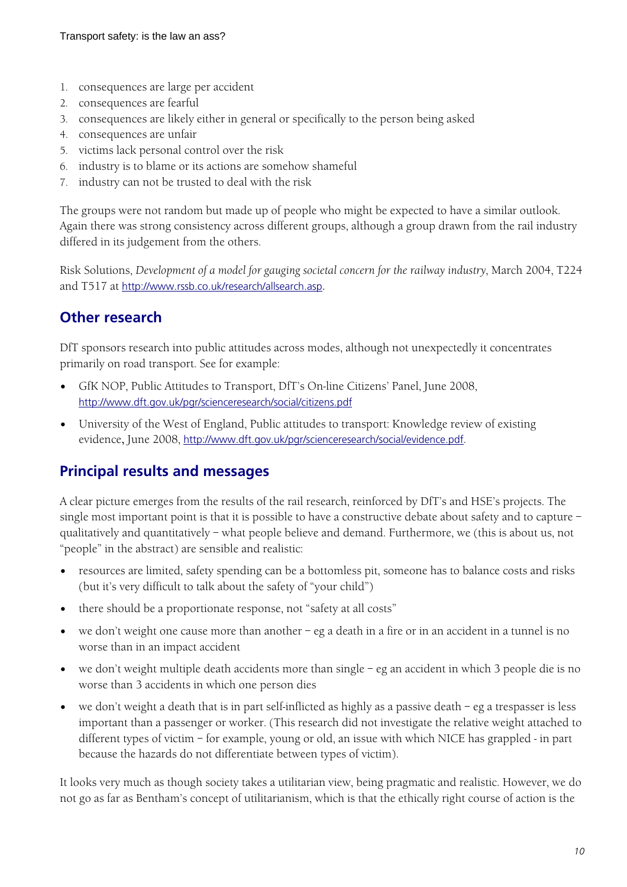1. consequences are large per accident
2. consequences are fearful
3. consequences are likely either in general or specifically to the person being asked
4. consequences are unfair
5. victims lack personal control over the risk
6. industry is to blame or its actions are somehow shameful
7. industry can not be trusted to deal with the risk

The groups were not random but made up of people who might be expected to have a similar outlook. Again there was strong consistency across different groups, although a group drawn from the rail industry differed in its judgement from the others.

Risk Solutions, *Development of a model for gauging societal concern for the railway industry*, March 2004, T224 and T517 at http://www.rssb.co.uk/research/allsearch.asp.

## Other research

DfT sponsors research into public attitudes across modes, although not unexpectedly it concentrates primarily on road transport. See for example:

- GfK NOP, Public Attitudes to Transport, DfT's On-line Citizens' Panel, June 2008, http://www.dft.gov.uk/pgr/scienceresearch/social/citizens.pdf
- University of the West of England, Public attitudes to transport: Knowledge review of existing evidence, June 2008, http://www.dft.gov.uk/pgr/scienceresearch/social/evidence.pdf.

## Principal results and messages

A clear picture emerges from the results of the rail research, reinforced by DfT's and HSE's projects. The single most important point is that it is possible to have a constructive debate about safety and to capture – qualitatively and quantitatively – what people believe and demand. Furthermore, we (this is about us, not "people" in the abstract) are sensible and realistic:

- resources are limited, safety spending can be a bottomless pit, someone has to balance costs and risks (but it's very difficult to talk about the safety of "your child")
- there should be a proportionate response, not "safety at all costs"
- we don't weight one cause more than another – eg a death in a fire or in an accident in a tunnel is no worse than in an impact accident
- we don't weight multiple death accidents more than single – eg an accident in which 3 people die is no worse than 3 accidents in which one person dies
- we don't weight a death that is in part self-inflicted as highly as a passive death – eg a trespasser is less important than a passenger or worker. (This research did not investigate the relative weight attached to different types of victim – for example, young or old, an issue with which NICE has grappled - in part because the hazards do not differentiate between types of victim).

It looks very much as though society takes a utilitarian view, being pragmatic and realistic. However, we do not go as far as Bentham's concept of utilitarianism, which is that the ethically right course of action is the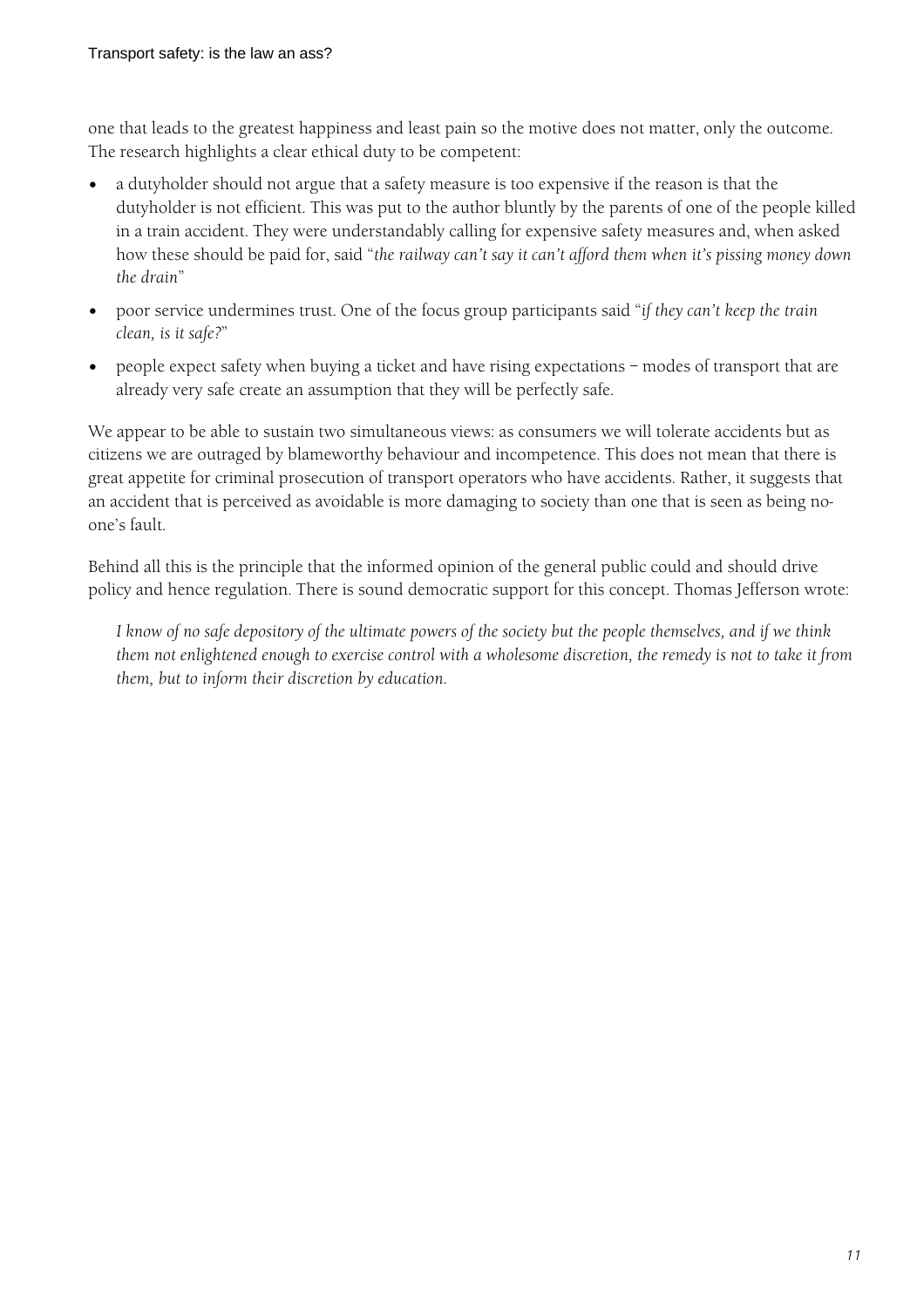one that leads to the greatest happiness and least pain so the motive does not matter, only the outcome. The research highlights a clear ethical duty to be competent:

- a dutyholder should not argue that a safety measure is too expensive if the reason is that the dutyholder is not efficient. This was put to the author bluntly by the parents of one of the people killed in a train accident. They were understandably calling for expensive safety measures and, when asked how these should be paid for, said "*the railway can't say it can't afford them when it's pissing money down the drain*"
- poor service undermines trust. One of the focus group participants said "*if they can't keep the train clean, is it safe?*"
- people expect safety when buying a ticket and have rising expectations – modes of transport that are already very safe create an assumption that they will be perfectly safe.

We appear to be able to sustain two simultaneous views: as consumers we will tolerate accidents but as citizens we are outraged by blameworthy behaviour and incompetence. This does not mean that there is great appetite for criminal prosecution of transport operators who have accidents. Rather, it suggests that an accident that is perceived as avoidable is more damaging to society than one that is seen as being no-one's fault.

Behind all this is the principle that the informed opinion of the general public could and should drive policy and hence regulation. There is sound democratic support for this concept. Thomas Jefferson wrote:

> *I know of no safe depository of the ultimate powers of the society but the people themselves, and if we think them not enlightened enough to exercise control with a wholesome discretion, the remedy is not to take it from them, but to inform their discretion by education.*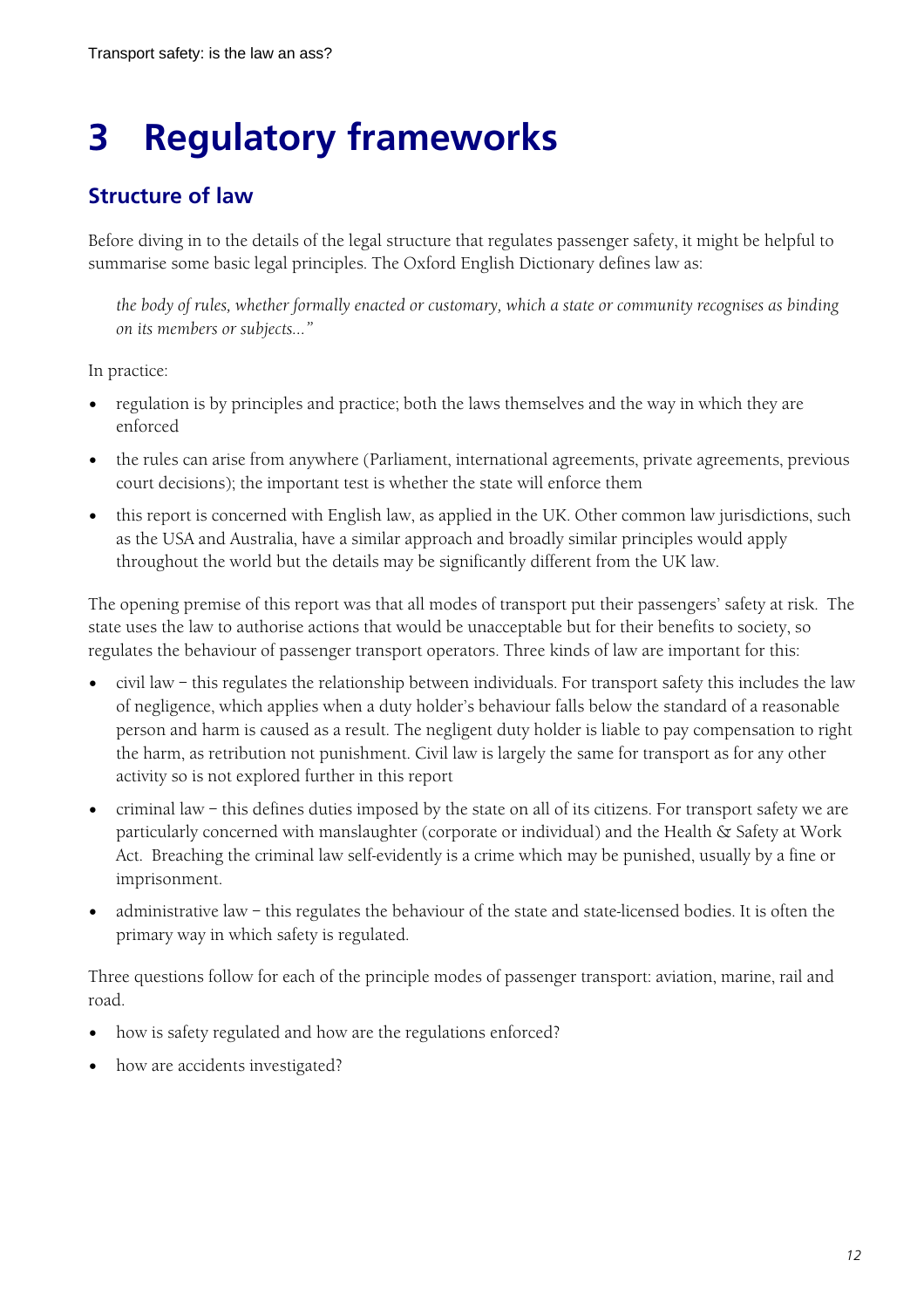# 3 Regulatory frameworks

## Structure of law

Before diving in to the details of the legal structure that regulates passenger safety, it might be helpful to summarise some basic legal principles. The Oxford English Dictionary defines law as:

> *the body of rules, whether formally enacted or customary, which a state or community recognises as binding on its members or subjects..."*

In practice:

- regulation is by principles and practice; both the laws themselves and the way in which they are enforced
- the rules can arise from anywhere (Parliament, international agreements, private agreements, previous court decisions); the important test is whether the state will enforce them
- this report is concerned with English law, as applied in the UK. Other common law jurisdictions, such as the USA and Australia, have a similar approach and broadly similar principles would apply throughout the world but the details may be significantly different from the UK law.

The opening premise of this report was that all modes of transport put their passengers' safety at risk. The state uses the law to authorise actions that would be unacceptable but for their benefits to society, so regulates the behaviour of passenger transport operators. Three kinds of law are important for this:

- civil law – this regulates the relationship between individuals. For transport safety this includes the law of negligence, which applies when a duty holder's behaviour falls below the standard of a reasonable person and harm is caused as a result. The negligent duty holder is liable to pay compensation to right the harm, as retribution not punishment. Civil law is largely the same for transport as for any other activity so is not explored further in this report
- criminal law – this defines duties imposed by the state on all of its citizens. For transport safety we are particularly concerned with manslaughter (corporate or individual) and the Health & Safety at Work Act. Breaching the criminal law self-evidently is a crime which may be punished, usually by a fine or imprisonment.
- administrative law – this regulates the behaviour of the state and state-licensed bodies. It is often the primary way in which safety is regulated.

Three questions follow for each of the principle modes of passenger transport: aviation, marine, rail and road.

- how is safety regulated and how are the regulations enforced?
- how are accidents investigated?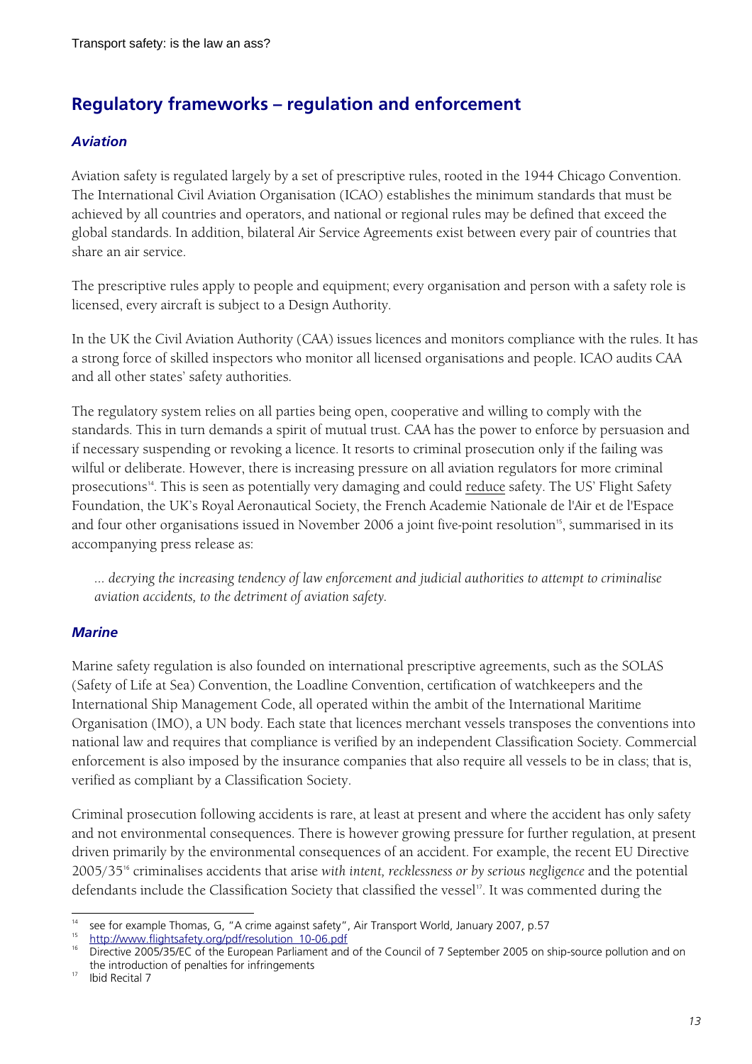## Regulatory frameworks – regulation and enforcement

### *Aviation*

Aviation safety is regulated largely by a set of prescriptive rules, rooted in the 1944 Chicago Convention. The International Civil Aviation Organisation (ICAO) establishes the minimum standards that must be achieved by all countries and operators, and national or regional rules may be defined that exceed the global standards. In addition, bilateral Air Service Agreements exist between every pair of countries that share an air service.

The prescriptive rules apply to people and equipment; every organisation and person with a safety role is licensed, every aircraft is subject to a Design Authority.

In the UK the Civil Aviation Authority (CAA) issues licences and monitors compliance with the rules. It has a strong force of skilled inspectors who monitor all licensed organisations and people. ICAO audits CAA and all other states' safety authorities.

The regulatory system relies on all parties being open, cooperative and willing to comply with the standards. This in turn demands a spirit of mutual trust. CAA has the power to enforce by persuasion and if necessary suspending or revoking a licence. It resorts to criminal prosecution only if the failing was wilful or deliberate. However, there is increasing pressure on all aviation regulators for more criminal prosecutions[14]. This is seen as potentially very damaging and could <u>reduce</u> safety. The US' Flight Safety Foundation, the UK's Royal Aeronautical Society, the French Academie Nationale de l'Air et de l'Espace and four other organisations issued in November 2006 a joint five-point resolution[15], summarised in its accompanying press release as:

> *... decrying the increasing tendency of law enforcement and judicial authorities to attempt to criminalise aviation accidents, to the detriment of aviation safety.*

### *Marine*

Marine safety regulation is also founded on international prescriptive agreements, such as the SOLAS (Safety of Life at Sea) Convention, the Loadline Convention, certification of watchkeepers and the International Ship Management Code, all operated within the ambit of the International Maritime Organisation (IMO), a UN body. Each state that licences merchant vessels transposes the conventions into national law and requires that compliance is verified by an independent Classification Society. Commercial enforcement is also imposed by the insurance companies that also require all vessels to be in class; that is, verified as compliant by a Classification Society.

Criminal prosecution following accidents is rare, at least at present and where the accident has only safety and not environmental consequences. There is however growing pressure for further regulation, at present driven primarily by the environmental consequences of an accident. For example, the recent EU Directive 2005/35[16] criminalises accidents that arise *with intent, recklessness or by serious negligence* and the potential defendants include the Classification Society that classified the vessel[17]. It was commented during the

---

[14] see for example Thomas, G, "A crime against safety", Air Transport World, January 2007, p.57

[15] http://www.flightsafety.org/pdf/resolution_10-06.pdf

[16] Directive 2005/35/EC of the European Parliament and of the Council of 7 September 2005 on ship-source pollution and on the introduction of penalties for infringements

[17] Ibid Recital 7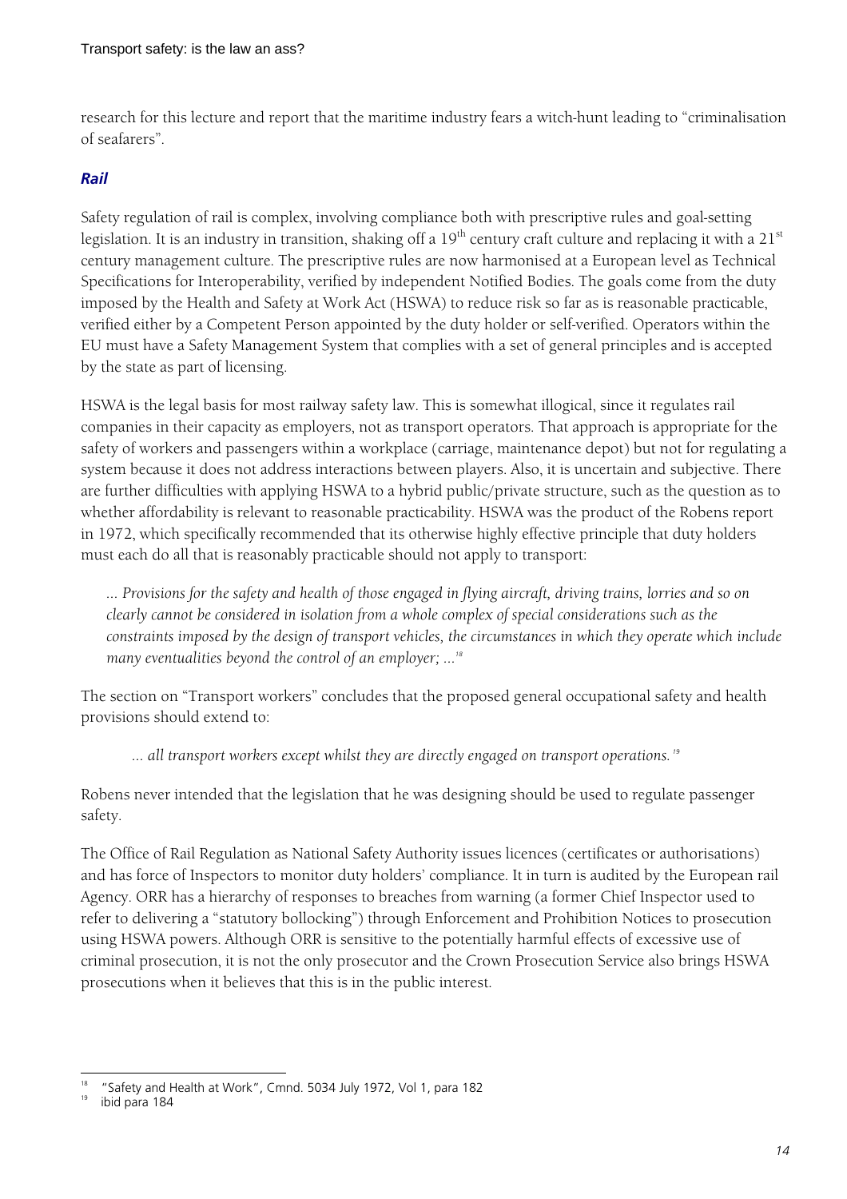research for this lecture and report that the maritime industry fears a witch-hunt leading to "criminalisation of seafarers".

### *Rail*

Safety regulation of rail is complex, involving compliance both with prescriptive rules and goal-setting legislation. It is an industry in transition, shaking off a 19$^{th}$ century craft culture and replacing it with a 21$^{st}$ century management culture. The prescriptive rules are now harmonised at a European level as Technical Specifications for Interoperability, verified by independent Notified Bodies. The goals come from the duty imposed by the Health and Safety at Work Act (HSWA) to reduce risk so far as is reasonable practicable, verified either by a Competent Person appointed by the duty holder or self-verified. Operators within the EU must have a Safety Management System that complies with a set of general principles and is accepted by the state as part of licensing.

HSWA is the legal basis for most railway safety law. This is somewhat illogical, since it regulates rail companies in their capacity as employers, not as transport operators. That approach is appropriate for the safety of workers and passengers within a workplace (carriage, maintenance depot) but not for regulating a system because it does not address interactions between players. Also, it is uncertain and subjective. There are further difficulties with applying HSWA to a hybrid public/private structure, such as the question as to whether affordability is relevant to reasonable practicability. HSWA was the product of the Robens report in 1972, which specifically recommended that its otherwise highly effective principle that duty holders must each do all that is reasonably practicable should not apply to transport:

> *... Provisions for the safety and health of those engaged in flying aircraft, driving trains, lorries and so on clearly cannot be considered in isolation from a whole complex of special considerations such as the constraints imposed by the design of transport vehicles, the circumstances in which they operate which include many eventualities beyond the control of an employer; ...*[18]

The section on "Transport workers" concludes that the proposed general occupational safety and health provisions should extend to:

> *... all transport workers except whilst they are directly engaged on transport operations.*[19]

Robens never intended that the legislation that he was designing should be used to regulate passenger safety.

The Office of Rail Regulation as National Safety Authority issues licences (certificates or authorisations) and has force of Inspectors to monitor duty holders' compliance. It in turn is audited by the European rail Agency. ORR has a hierarchy of responses to breaches from warning (a former Chief Inspector used to refer to delivering a "statutory bollocking") through Enforcement and Prohibition Notices to prosecution using HSWA powers. Although ORR is sensitive to the potentially harmful effects of excessive use of criminal prosecution, it is not the only prosecutor and the Crown Prosecution Service also brings HSWA prosecutions when it believes that this is in the public interest.

---

[18] "Safety and Health at Work", Cmnd. 5034 July 1972, Vol 1, para 182

[19] ibid para 184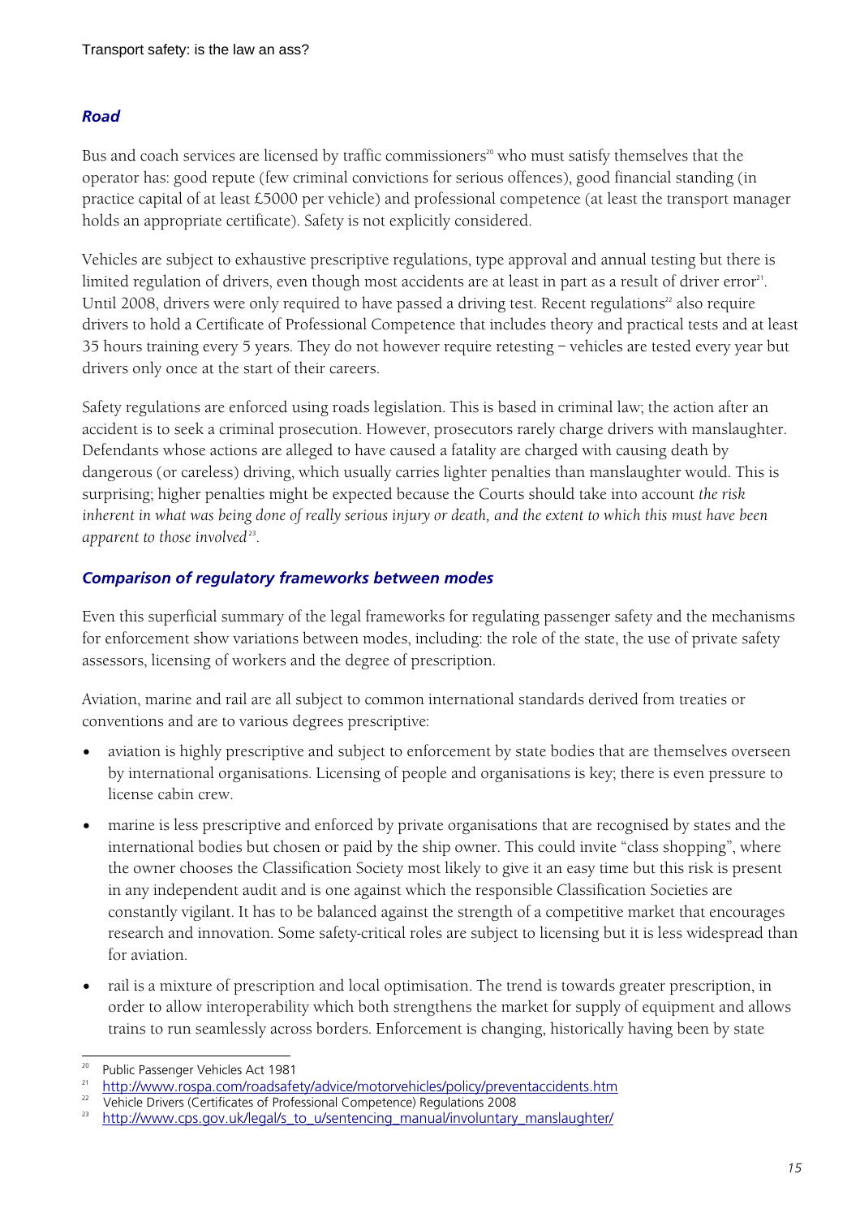## *Road*

Bus and coach services are licensed by traffic commissioners[20] who must satisfy themselves that the operator has: good repute (few criminal convictions for serious offences), good financial standing (in practice capital of at least £5000 per vehicle) and professional competence (at least the transport manager holds an appropriate certificate). Safety is not explicitly considered.

Vehicles are subject to exhaustive prescriptive regulations, type approval and annual testing but there is limited regulation of drivers, even though most accidents are at least in part as a result of driver error[21]. Until 2008, drivers were only required to have passed a driving test. Recent regulations[22] also require drivers to hold a Certificate of Professional Competence that includes theory and practical tests and at least 35 hours training every 5 years. They do not however require retesting – vehicles are tested every year but drivers only once at the start of their careers.

Safety regulations are enforced using roads legislation. This is based in criminal law; the action after an accident is to seek a criminal prosecution. However, prosecutors rarely charge drivers with manslaughter. Defendants whose actions are alleged to have caused a fatality are charged with causing death by dangerous (or careless) driving, which usually carries lighter penalties than manslaughter would. This is surprising; higher penalties might be expected because the Courts should take into account *the risk inherent in what was being done of really serious injury or death, and the extent to which this must have been apparent to those involved*[23].

## *Comparison of regulatory frameworks between modes*

Even this superficial summary of the legal frameworks for regulating passenger safety and the mechanisms for enforcement show variations between modes, including: the role of the state, the use of private safety assessors, licensing of workers and the degree of prescription.

Aviation, marine and rail are all subject to common international standards derived from treaties or conventions and are to various degrees prescriptive:

- aviation is highly prescriptive and subject to enforcement by state bodies that are themselves overseen by international organisations. Licensing of people and organisations is key; there is even pressure to license cabin crew.
- marine is less prescriptive and enforced by private organisations that are recognised by states and the international bodies but chosen or paid by the ship owner. This could invite "class shopping", where the owner chooses the Classification Society most likely to give it an easy time but this risk is present in any independent audit and is one against which the responsible Classification Societies are constantly vigilant. It has to be balanced against the strength of a competitive market that encourages research and innovation. Some safety-critical roles are subject to licensing but it is less widespread than for aviation.
- rail is a mixture of prescription and local optimisation. The trend is towards greater prescription, in order to allow interoperability which both strengthens the market for supply of equipment and allows trains to run seamlessly across borders. Enforcement is changing, historically having been by state

---

[20] Public Passenger Vehicles Act 1981

[21] http://www.rospa.com/roadsafety/advice/motorvehicles/policy/preventaccidents.htm

[22] Vehicle Drivers (Certificates of Professional Competence) Regulations 2008

[23] http://www.cps.gov.uk/legal/s_to_u/sentencing_manual/involuntary_manslaughter/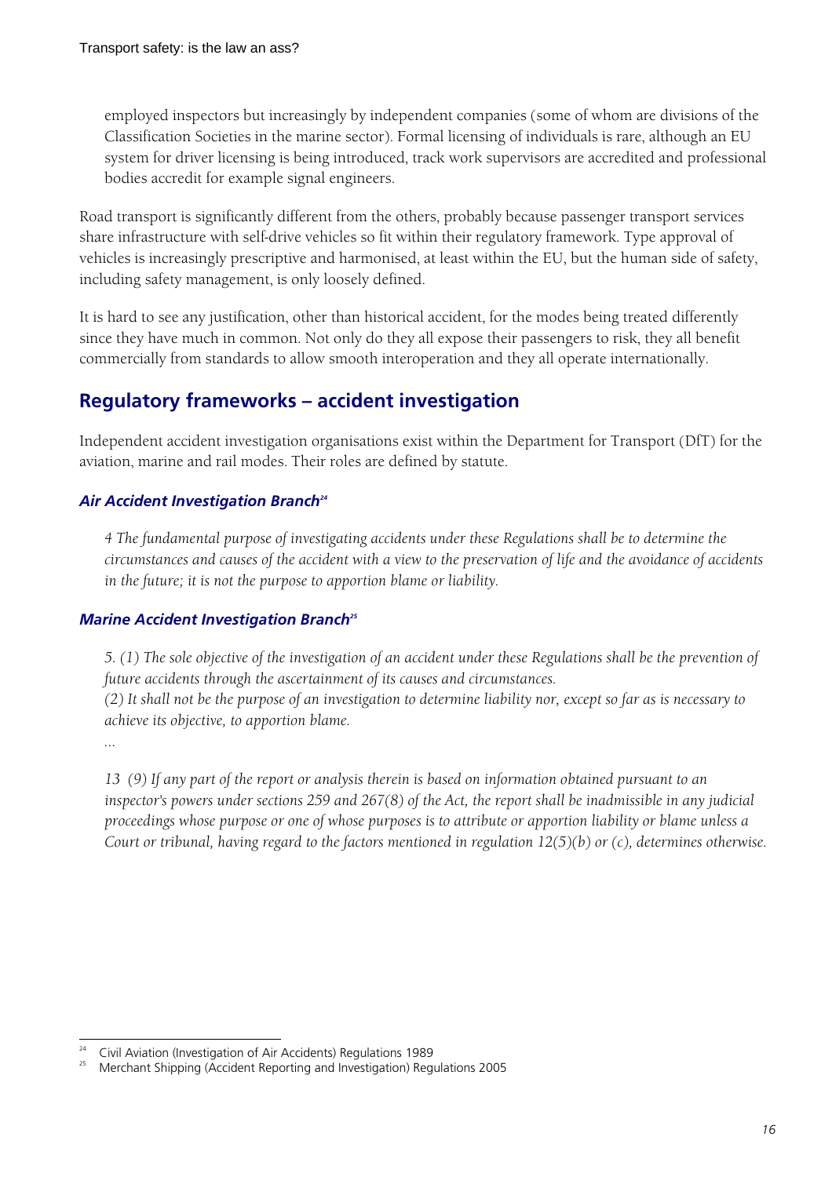employed inspectors but increasingly by independent companies (some of whom are divisions of the Classification Societies in the marine sector). Formal licensing of individuals is rare, although an EU system for driver licensing is being introduced, track work supervisors are accredited and professional bodies accredit for example signal engineers.

Road transport is significantly different from the others, probably because passenger transport services share infrastructure with self-drive vehicles so fit within their regulatory framework. Type approval of vehicles is increasingly prescriptive and harmonised, at least within the EU, but the human side of safety, including safety management, is only loosely defined.

It is hard to see any justification, other than historical accident, for the modes being treated differently since they have much in common. Not only do they all expose their passengers to risk, they all benefit commercially from standards to allow smooth interoperation and they all operate internationally.

## Regulatory frameworks – accident investigation

Independent accident investigation organisations exist within the Department for Transport (DfT) for the aviation, marine and rail modes. Their roles are defined by statute.

### *Air Accident Investigation Branch*[24]

> *4 The fundamental purpose of investigating accidents under these Regulations shall be to determine the circumstances and causes of the accident with a view to the preservation of life and the avoidance of accidents in the future; it is not the purpose to apportion blame or liability.*

### *Marine Accident Investigation Branch*[25]

> *5. (1) The sole objective of the investigation of an accident under these Regulations shall be the prevention of future accidents through the ascertainment of its causes and circumstances.*
> *(2) It shall not be the purpose of an investigation to determine liability nor, except so far as is necessary to achieve its objective, to apportion blame.*
> ...
>
> *13 (9) If any part of the report or analysis therein is based on information obtained pursuant to an inspector's powers under sections 259 and 267(8) of the Act, the report shall be inadmissible in any judicial proceedings whose purpose or one of whose purposes is to attribute or apportion liability or blame unless a Court or tribunal, having regard to the factors mentioned in regulation 12(5)(b) or (c), determines otherwise.*

---

[24] Civil Aviation (Investigation of Air Accidents) Regulations 1989
[25] Merchant Shipping (Accident Reporting and Investigation) Regulations 2005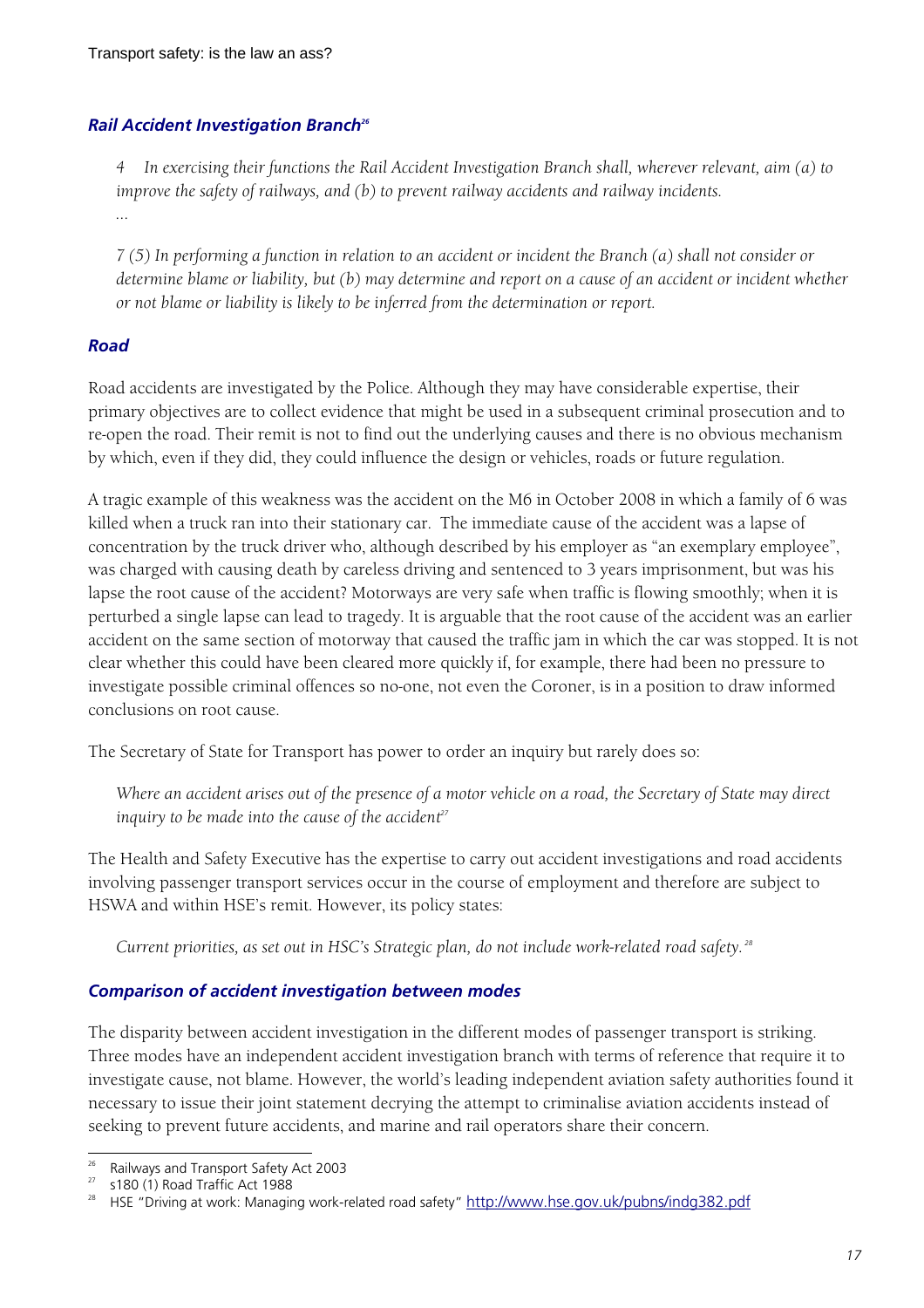### *Rail Accident Investigation Branch*[26]

> *4 In exercising their functions the Rail Accident Investigation Branch shall, wherever relevant, aim (a) to improve the safety of railways, and (b) to prevent railway accidents and railway incidents.*
>
> *...*
>
> *7 (5) In performing a function in relation to an accident or incident the Branch (a) shall not consider or determine blame or liability, but (b) may determine and report on a cause of an accident or incident whether or not blame or liability is likely to be inferred from the determination or report.*

### *Road*

Road accidents are investigated by the Police. Although they may have considerable expertise, their primary objectives are to collect evidence that might be used in a subsequent criminal prosecution and to re-open the road. Their remit is not to find out the underlying causes and there is no obvious mechanism by which, even if they did, they could influence the design or vehicles, roads or future regulation.

A tragic example of this weakness was the accident on the M6 in October 2008 in which a family of 6 was killed when a truck ran into their stationary car. The immediate cause of the accident was a lapse of concentration by the truck driver who, although described by his employer as "an exemplary employee", was charged with causing death by careless driving and sentenced to 3 years imprisonment, but was his lapse the root cause of the accident? Motorways are very safe when traffic is flowing smoothly; when it is perturbed a single lapse can lead to tragedy. It is arguable that the root cause of the accident was an earlier accident on the same section of motorway that caused the traffic jam in which the car was stopped. It is not clear whether this could have been cleared more quickly if, for example, there had been no pressure to investigate possible criminal offences so no-one, not even the Coroner, is in a position to draw informed conclusions on root cause.

The Secretary of State for Transport has power to order an inquiry but rarely does so:

> *Where an accident arises out of the presence of a motor vehicle on a road, the Secretary of State may direct inquiry to be made into the cause of the accident*[27]

The Health and Safety Executive has the expertise to carry out accident investigations and road accidents involving passenger transport services occur in the course of employment and therefore are subject to HSWA and within HSE's remit. However, its policy states:

> *Current priorities, as set out in HSC's Strategic plan, do not include work-related road safety.*[28]

### *Comparison of accident investigation between modes*

The disparity between accident investigation in the different modes of passenger transport is striking. Three modes have an independent accident investigation branch with terms of reference that require it to investigate cause, not blame. However, the world's leading independent aviation safety authorities found it necessary to issue their joint statement decrying the attempt to criminalise aviation accidents instead of seeking to prevent future accidents, and marine and rail operators share their concern.

---

[26] Railways and Transport Safety Act 2003

[27] s180 (1) Road Traffic Act 1988

[28] HSE "Driving at work: Managing work-related road safety" http://www.hse.gov.uk/pubns/indg382.pdf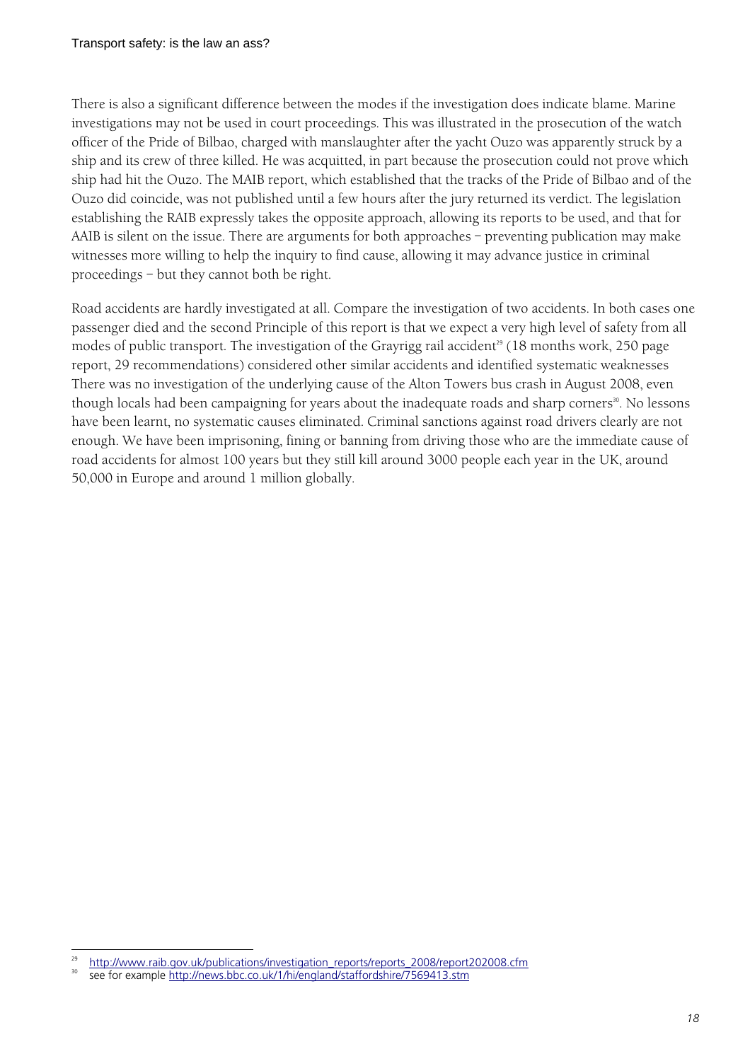There is also a significant difference between the modes if the investigation does indicate blame. Marine investigations may not be used in court proceedings. This was illustrated in the prosecution of the watch officer of the Pride of Bilbao, charged with manslaughter after the yacht Ouzo was apparently struck by a ship and its crew of three killed. He was acquitted, in part because the prosecution could not prove which ship had hit the Ouzo. The MAIB report, which established that the tracks of the Pride of Bilbao and of the Ouzo did coincide, was not published until a few hours after the jury returned its verdict. The legislation establishing the RAIB expressly takes the opposite approach, allowing its reports to be used, and that for AAIB is silent on the issue. There are arguments for both approaches – preventing publication may make witnesses more willing to help the inquiry to find cause, allowing it may advance justice in criminal proceedings – but they cannot both be right.

Road accidents are hardly investigated at all. Compare the investigation of two accidents. In both cases one passenger died and the second Principle of this report is that we expect a very high level of safety from all modes of public transport. The investigation of the Grayrigg rail accident[29] (18 months work, 250 page report, 29 recommendations) considered other similar accidents and identified systematic weaknesses There was no investigation of the underlying cause of the Alton Towers bus crash in August 2008, even though locals had been campaigning for years about the inadequate roads and sharp corners[30]. No lessons have been learnt, no systematic causes eliminated. Criminal sanctions against road drivers clearly are not enough. We have been imprisoning, fining or banning from driving those who are the immediate cause of road accidents for almost 100 years but they still kill around 3000 people each year in the UK, around 50,000 in Europe and around 1 million globally.

---

[29] http://www.raib.gov.uk/publications/investigation_reports/reports_2008/report202008.cfm

[30] see for example http://news.bbc.co.uk/1/hi/england/staffordshire/7569413.stm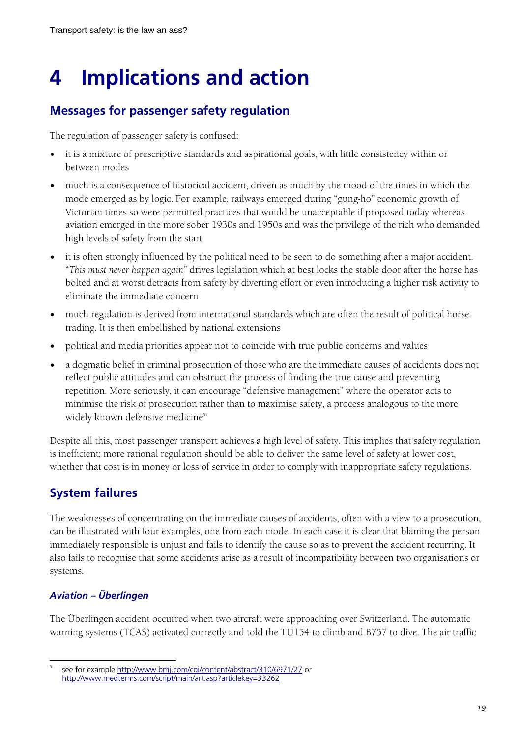# 4 Implications and action

## Messages for passenger safety regulation

The regulation of passenger safety is confused:

- it is a mixture of prescriptive standards and aspirational goals, with little consistency within or between modes
- much is a consequence of historical accident, driven as much by the mood of the times in which the mode emerged as by logic. For example, railways emerged during "gung-ho" economic growth of Victorian times so were permitted practices that would be unacceptable if proposed today whereas aviation emerged in the more sober 1930s and 1950s and was the privilege of the rich who demanded high levels of safety from the start
- it is often strongly influenced by the political need to be seen to do something after a major accident. "*This must never happen again*" drives legislation which at best locks the stable door after the horse has bolted and at worst detracts from safety by diverting effort or even introducing a higher risk activity to eliminate the immediate concern
- much regulation is derived from international standards which are often the result of political horse trading. It is then embellished by national extensions
- political and media priorities appear not to coincide with true public concerns and values
- a dogmatic belief in criminal prosecution of those who are the immediate causes of accidents does not reflect public attitudes and can obstruct the process of finding the true cause and preventing repetition. More seriously, it can encourage "defensive management" where the operator acts to minimise the risk of prosecution rather than to maximise safety, a process analogous to the more widely known defensive medicine[31]

Despite all this, most passenger transport achieves a high level of safety. This implies that safety regulation is inefficient; more rational regulation should be able to deliver the same level of safety at lower cost, whether that cost is in money or loss of service in order to comply with inappropriate safety regulations.

## System failures

The weaknesses of concentrating on the immediate causes of accidents, often with a view to a prosecution, can be illustrated with four examples, one from each mode. In each case it is clear that blaming the person immediately responsible is unjust and fails to identify the cause so as to prevent the accident recurring. It also fails to recognise that some accidents arise as a result of incompatibility between two organisations or systems.

### *Aviation – Überlingen*

The Überlingen accident occurred when two aircraft were approaching over Switzerland. The automatic warning systems (TCAS) activated correctly and told the TU154 to climb and B757 to dive. The air traffic

[31] see for example http://www.bmj.com/cgi/content/abstract/310/6971/27 or http://www.medterms.com/script/main/art.asp?articlekey=33262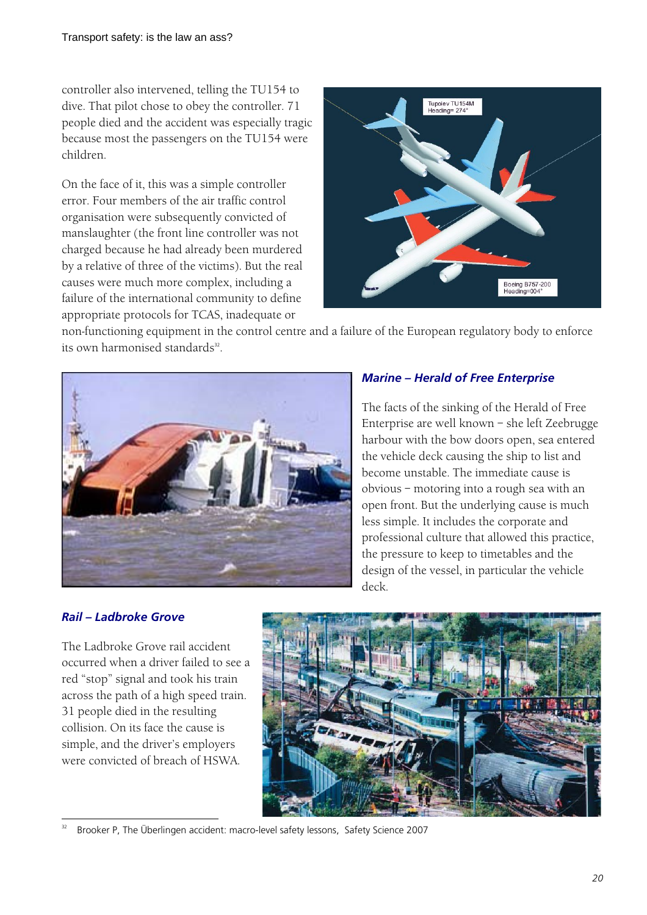controller also intervened, telling the TU154 to dive. That pilot chose to obey the controller. 71 people died and the accident was especially tragic because most the passengers on the TU154 were children.

On the face of it, this was a simple controller error. Four members of the air traffic control organisation were subsequently convicted of manslaughter (the front line controller was not charged because he had already been murdered by a relative of three of the victims). But the real causes were much more complex, including a failure of the international community to define appropriate protocols for TCAS, inadequate or non-functioning equipment in the control centre and a failure of the European regulatory body to enforce its own harmonised standards[32].

### *Marine – Herald of Free Enterprise*

The facts of the sinking of the Herald of Free Enterprise are well known – she left Zeebrugge harbour with the bow doors open, sea entered the vehicle deck causing the ship to list and become unstable. The immediate cause is obvious – motoring into a rough sea with an open front. But the underlying cause is much less simple. It includes the corporate and professional culture that allowed this practice, the pressure to keep to timetables and the design of the vessel, in particular the vehicle deck.

### *Rail – Ladbroke Grove*

The Ladbroke Grove rail accident occurred when a driver failed to see a red "stop" signal and took his train across the path of a high speed train. 31 people died in the resulting collision. On its face the cause is simple, and the driver's employers were convicted of breach of HSWA.

---

[32] Brooker P, The Überlingen accident: macro-level safety lessons, Safety Science 2007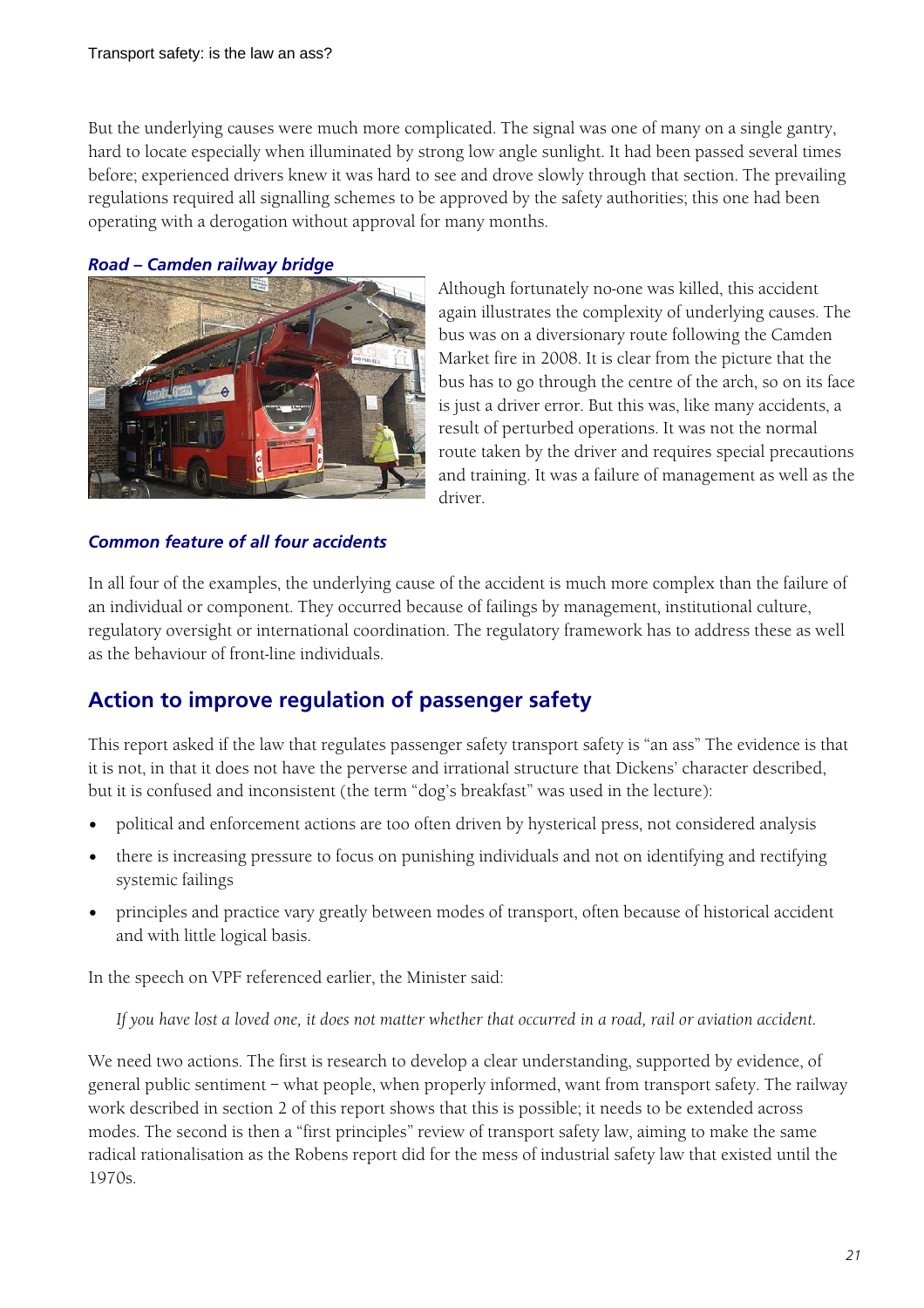But the underlying causes were much more complicated. The signal was one of many on a single gantry, hard to locate especially when illuminated by strong low angle sunlight. It had been passed several times before; experienced drivers knew it was hard to see and drove slowly through that section. The prevailing regulations required all signalling schemes to be approved by the safety authorities; this one had been operating with a derogation without approval for many months.

### *Road – Camden railway bridge*

Although fortunately no-one was killed, this accident again illustrates the complexity of underlying causes. The bus was on a diversionary route following the Camden Market fire in 2008. It is clear from the picture that the bus has to go through the centre of the arch, so on its face is just a driver error. But this was, like many accidents, a result of perturbed operations. It was not the normal route taken by the driver and requires special precautions and training. It was a failure of management as well as the driver.

### *Common feature of all four accidents*

In all four of the examples, the underlying cause of the accident is much more complex than the failure of an individual or component. They occurred because of failings by management, institutional culture, regulatory oversight or international coordination. The regulatory framework has to address these as well as the behaviour of front-line individuals.

## Action to improve regulation of passenger safety

This report asked if the law that regulates passenger safety transport safety is "an ass" The evidence is that it is not, in that it does not have the perverse and irrational structure that Dickens' character described, but it is confused and inconsistent (the term "dog's breakfast" was used in the lecture):

- political and enforcement actions are too often driven by hysterical press, not considered analysis
- there is increasing pressure to focus on punishing individuals and not on identifying and rectifying systemic failings
- principles and practice vary greatly between modes of transport, often because of historical accident and with little logical basis.

In the speech on VPF referenced earlier, the Minister said:

> *If you have lost a loved one, it does not matter whether that occurred in a road, rail or aviation accident.*

We need two actions. The first is research to develop a clear understanding, supported by evidence, of general public sentiment – what people, when properly informed, want from transport safety. The railway work described in section 2 of this report shows that this is possible; it needs to be extended across modes. The second is then a "first principles" review of transport safety law, aiming to make the same radical rationalisation as the Robens report did for the mess of industrial safety law that existed until the 1970s.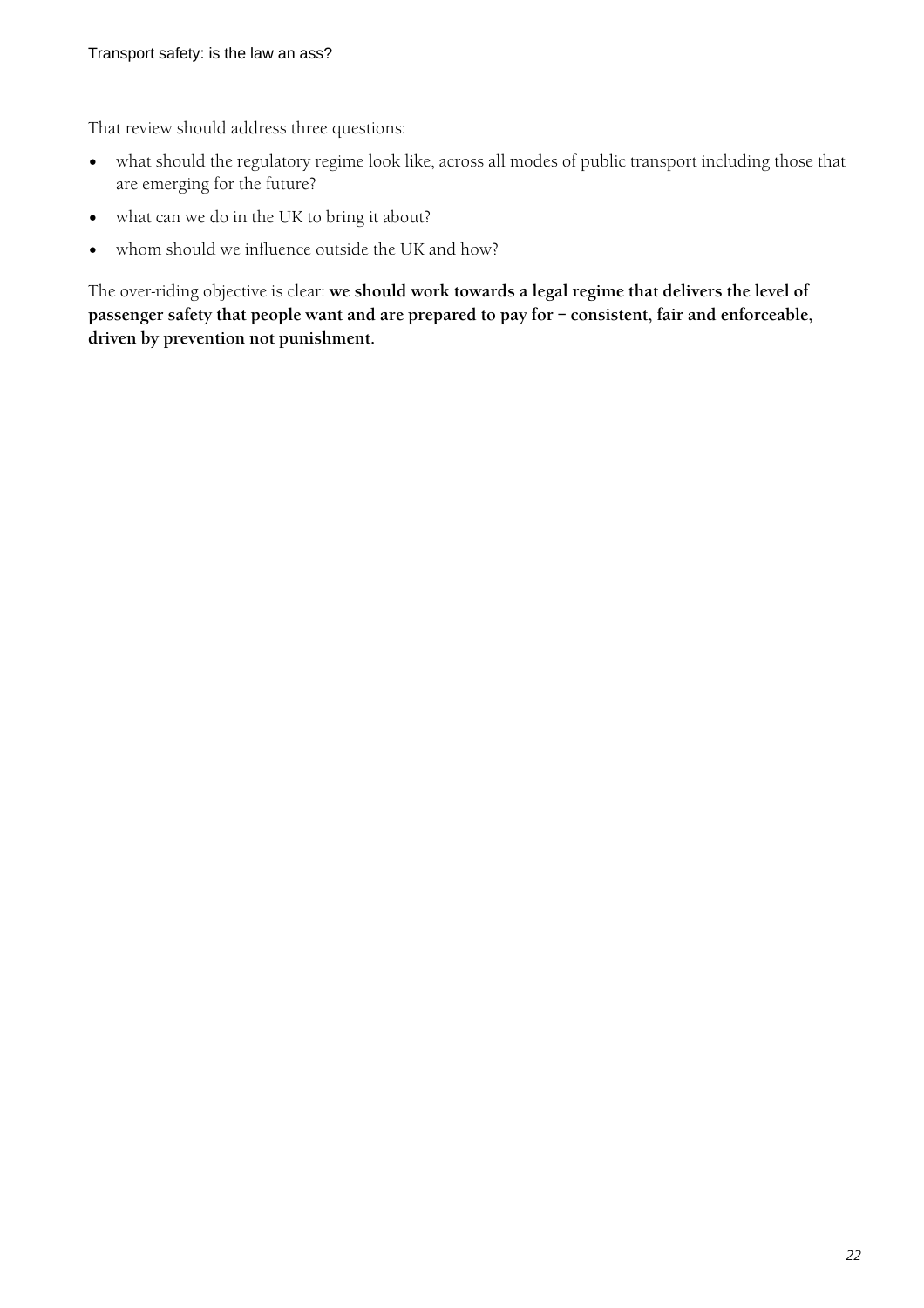That review should address three questions:

- what should the regulatory regime look like, across all modes of public transport including those that are emerging for the future?
- what can we do in the UK to bring it about?
- whom should we influence outside the UK and how?

The over-riding objective is clear: **we should work towards a legal regime that delivers the level of passenger safety that people want and are prepared to pay for – consistent, fair and enforceable, driven by prevention not punishment.**